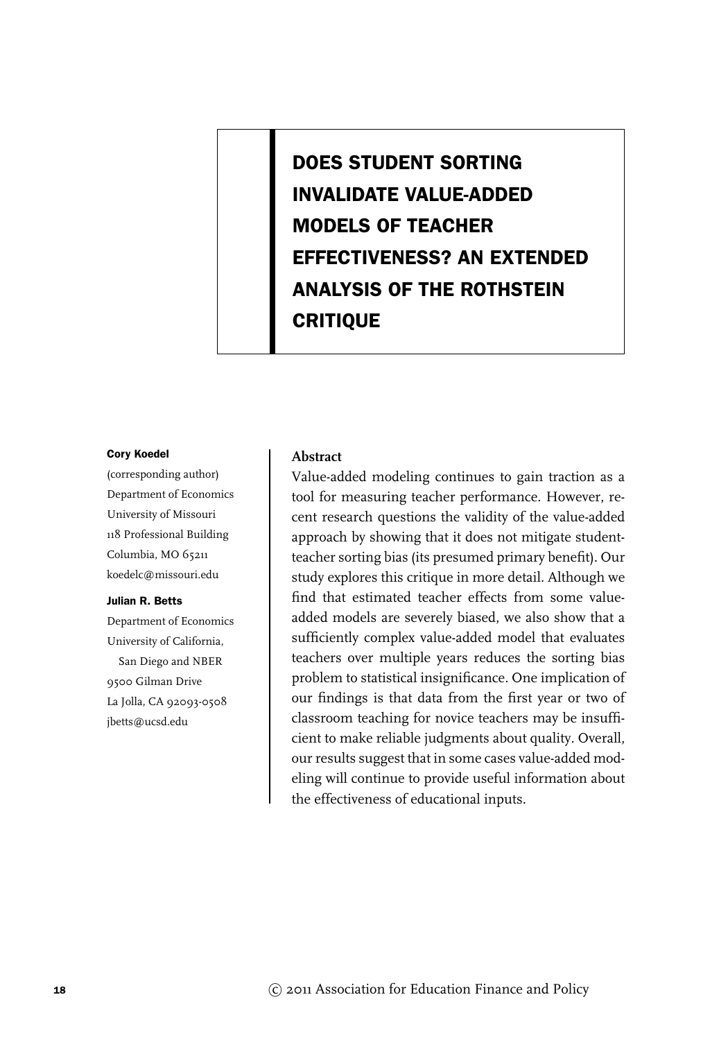# DOES STUDENT SORTING INVALIDATE VALUE-ADDED MODELS OF TEACHER EFFECTIVENESS? AN EXTENDED ANALYSIS OF THE ROTHSTEIN CRITIQUE

**Cory Koedel**
(corresponding author)
Department of Economics
University of Missouri
118 Professional Building
Columbia, MO 65211
koedelc@missouri.edu

**Julian R. Betts**
Department of Economics
University of California,
San Diego and NBER
9500 Gilman Drive
La Jolla, CA 92093-0508
jbetts@ucsd.edu

**Abstract**

Value-added modeling continues to gain traction as a tool for measuring teacher performance. However, recent research questions the validity of the value-added approach by showing that it does not mitigate student-teacher sorting bias (its presumed primary benefit). Our study explores this critique in more detail. Although we find that estimated teacher effects from some value-added models are severely biased, we also show that a sufficiently complex value-added model that evaluates teachers over multiple years reduces the sorting bias problem to statistical insignificance. One implication of our findings is that data from the first year or two of classroom teaching for novice teachers may be insufficient to make reliable judgments about quality. Overall, our results suggest that in some cases value-added modeling will continue to provide useful information about the effectiveness of educational inputs.

© 2011 Association for Education Finance and Policy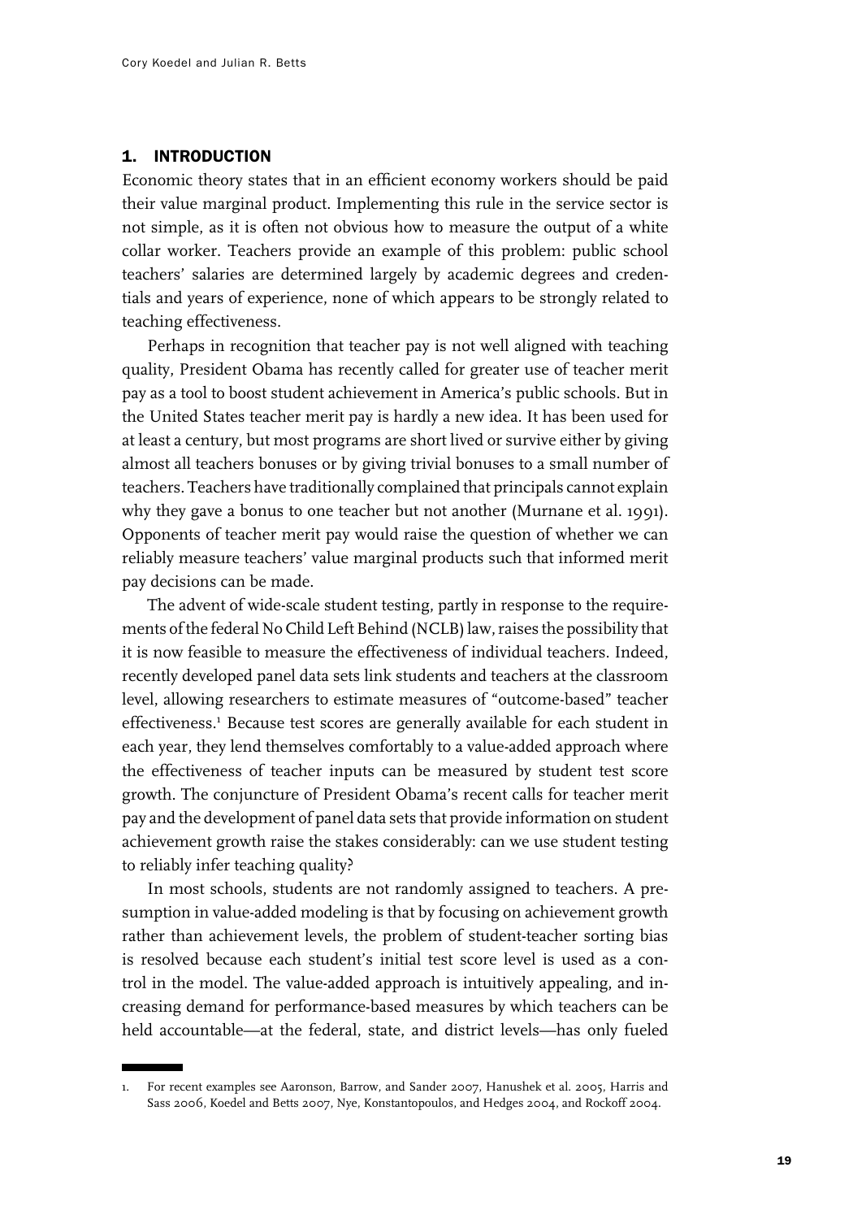## 1. INTRODUCTION

Economic theory states that in an efficient economy workers should be paid their value marginal product. Implementing this rule in the service sector is not simple, as it is often not obvious how to measure the output of a white collar worker. Teachers provide an example of this problem: public school teachers' salaries are determined largely by academic degrees and credentials and years of experience, none of which appears to be strongly related to teaching effectiveness.

Perhaps in recognition that teacher pay is not well aligned with teaching quality, President Obama has recently called for greater use of teacher merit pay as a tool to boost student achievement in America's public schools. But in the United States teacher merit pay is hardly a new idea. It has been used for at least a century, but most programs are short lived or survive either by giving almost all teachers bonuses or by giving trivial bonuses to a small number of teachers. Teachers have traditionally complained that principals cannot explain why they gave a bonus to one teacher but not another (Murnane et al. 1991). Opponents of teacher merit pay would raise the question of whether we can reliably measure teachers' value marginal products such that informed merit pay decisions can be made.

The advent of wide-scale student testing, partly in response to the requirements of the federal No Child Left Behind (NCLB) law, raises the possibility that it is now feasible to measure the effectiveness of individual teachers. Indeed, recently developed panel data sets link students and teachers at the classroom level, allowing researchers to estimate measures of "outcome-based" teacher effectiveness.[1] Because test scores are generally available for each student in each year, they lend themselves comfortably to a value-added approach where the effectiveness of teacher inputs can be measured by student test score growth. The conjuncture of President Obama's recent calls for teacher merit pay and the development of panel data sets that provide information on student achievement growth raise the stakes considerably: can we use student testing to reliably infer teaching quality?

In most schools, students are not randomly assigned to teachers. A presumption in value-added modeling is that by focusing on achievement growth rather than achievement levels, the problem of student-teacher sorting bias is resolved because each student's initial test score level is used as a control in the model. The value-added approach is intuitively appealing, and increasing demand for performance-based measures by which teachers can be held accountable—at the federal, state, and district levels—has only fueled

1. For recent examples see Aaronson, Barrow, and Sander 2007, Hanushek et al. 2005, Harris and Sass 2006, Koedel and Betts 2007, Nye, Konstantopoulos, and Hedges 2004, and Rockoff 2004.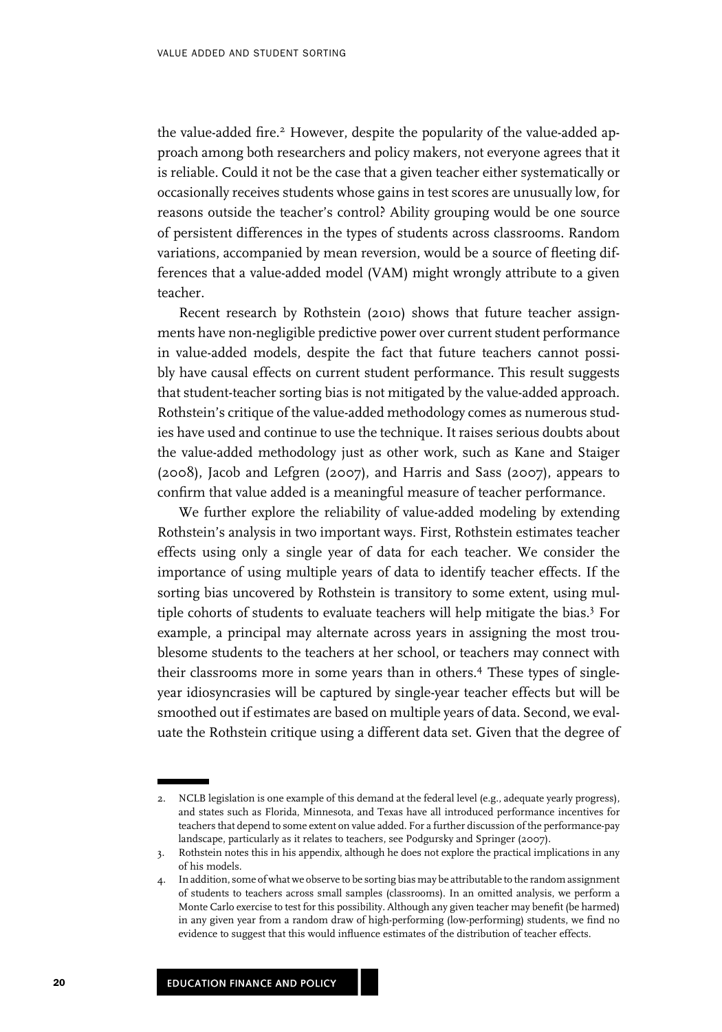the value-added fire.[2] However, despite the popularity of the value-added approach among both researchers and policy makers, not everyone agrees that it is reliable. Could it not be the case that a given teacher either systematically or occasionally receives students whose gains in test scores are unusually low, for reasons outside the teacher's control? Ability grouping would be one source of persistent differences in the types of students across classrooms. Random variations, accompanied by mean reversion, would be a source of fleeting differences that a value-added model (VAM) might wrongly attribute to a given teacher.

Recent research by Rothstein (2010) shows that future teacher assignments have non-negligible predictive power over current student performance in value-added models, despite the fact that future teachers cannot possibly have causal effects on current student performance. This result suggests that student-teacher sorting bias is not mitigated by the value-added approach. Rothstein's critique of the value-added methodology comes as numerous studies have used and continue to use the technique. It raises serious doubts about the value-added methodology just as other work, such as Kane and Staiger (2008), Jacob and Lefgren (2007), and Harris and Sass (2007), appears to confirm that value added is a meaningful measure of teacher performance.

We further explore the reliability of value-added modeling by extending Rothstein's analysis in two important ways. First, Rothstein estimates teacher effects using only a single year of data for each teacher. We consider the importance of using multiple years of data to identify teacher effects. If the sorting bias uncovered by Rothstein is transitory to some extent, using multiple cohorts of students to evaluate teachers will help mitigate the bias.[3] For example, a principal may alternate across years in assigning the most troublesome students to the teachers at her school, or teachers may connect with their classrooms more in some years than in others.[4] These types of single-year idiosyncrasies will be captured by single-year teacher effects but will be smoothed out if estimates are based on multiple years of data. Second, we evaluate the Rothstein critique using a different data set. Given that the degree of

2. NCLB legislation is one example of this demand at the federal level (e.g., adequate yearly progress), and states such as Florida, Minnesota, and Texas have all introduced performance incentives for teachers that depend to some extent on value added. For a further discussion of the performance-pay landscape, particularly as it relates to teachers, see Podgursky and Springer (2007).

3. Rothstein notes this in his appendix, although he does not explore the practical implications in any of his models.

4. In addition, some of what we observe to be sorting bias may be attributable to the random assignment of students to teachers across small samples (classrooms). In an omitted analysis, we perform a Monte Carlo exercise to test for this possibility. Although any given teacher may benefit (be harmed) in any given year from a random draw of high-performing (low-performing) students, we find no evidence to suggest that this would influence estimates of the distribution of teacher effects.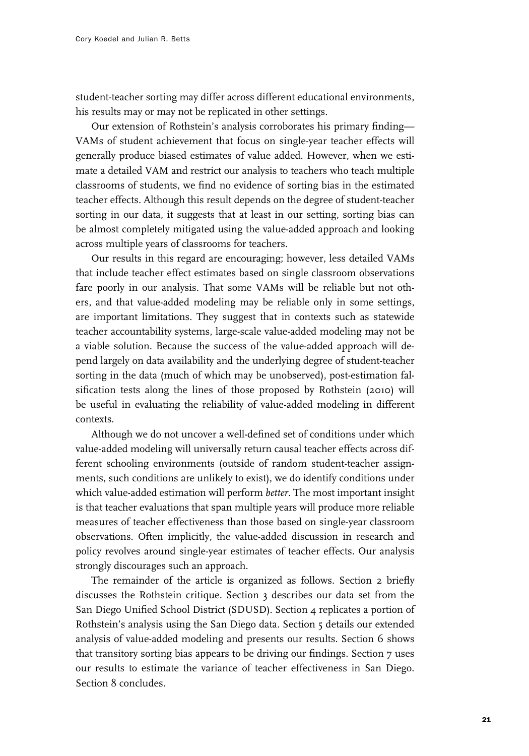student-teacher sorting may differ across different educational environments, his results may or may not be replicated in other settings.

Our extension of Rothstein's analysis corroborates his primary finding—VAMs of student achievement that focus on single-year teacher effects will generally produce biased estimates of value added. However, when we estimate a detailed VAM and restrict our analysis to teachers who teach multiple classrooms of students, we find no evidence of sorting bias in the estimated teacher effects. Although this result depends on the degree of student-teacher sorting in our data, it suggests that at least in our setting, sorting bias can be almost completely mitigated using the value-added approach and looking across multiple years of classrooms for teachers.

Our results in this regard are encouraging; however, less detailed VAMs that include teacher effect estimates based on single classroom observations fare poorly in our analysis. That some VAMs will be reliable but not others, and that value-added modeling may be reliable only in some settings, are important limitations. They suggest that in contexts such as statewide teacher accountability systems, large-scale value-added modeling may not be a viable solution. Because the success of the value-added approach will depend largely on data availability and the underlying degree of student-teacher sorting in the data (much of which may be unobserved), post-estimation falsification tests along the lines of those proposed by Rothstein (2010) will be useful in evaluating the reliability of value-added modeling in different contexts.

Although we do not uncover a well-defined set of conditions under which value-added modeling will universally return causal teacher effects across different schooling environments (outside of random student-teacher assignments, such conditions are unlikely to exist), we do identify conditions under which value-added estimation will perform *better*. The most important insight is that teacher evaluations that span multiple years will produce more reliable measures of teacher effectiveness than those based on single-year classroom observations. Often implicitly, the value-added discussion in research and policy revolves around single-year estimates of teacher effects. Our analysis strongly discourages such an approach.

The remainder of the article is organized as follows. Section 2 briefly discusses the Rothstein critique. Section 3 describes our data set from the San Diego Unified School District (SDUSD). Section 4 replicates a portion of Rothstein's analysis using the San Diego data. Section 5 details our extended analysis of value-added modeling and presents our results. Section 6 shows that transitory sorting bias appears to be driving our findings. Section 7 uses our results to estimate the variance of teacher effectiveness in San Diego. Section 8 concludes.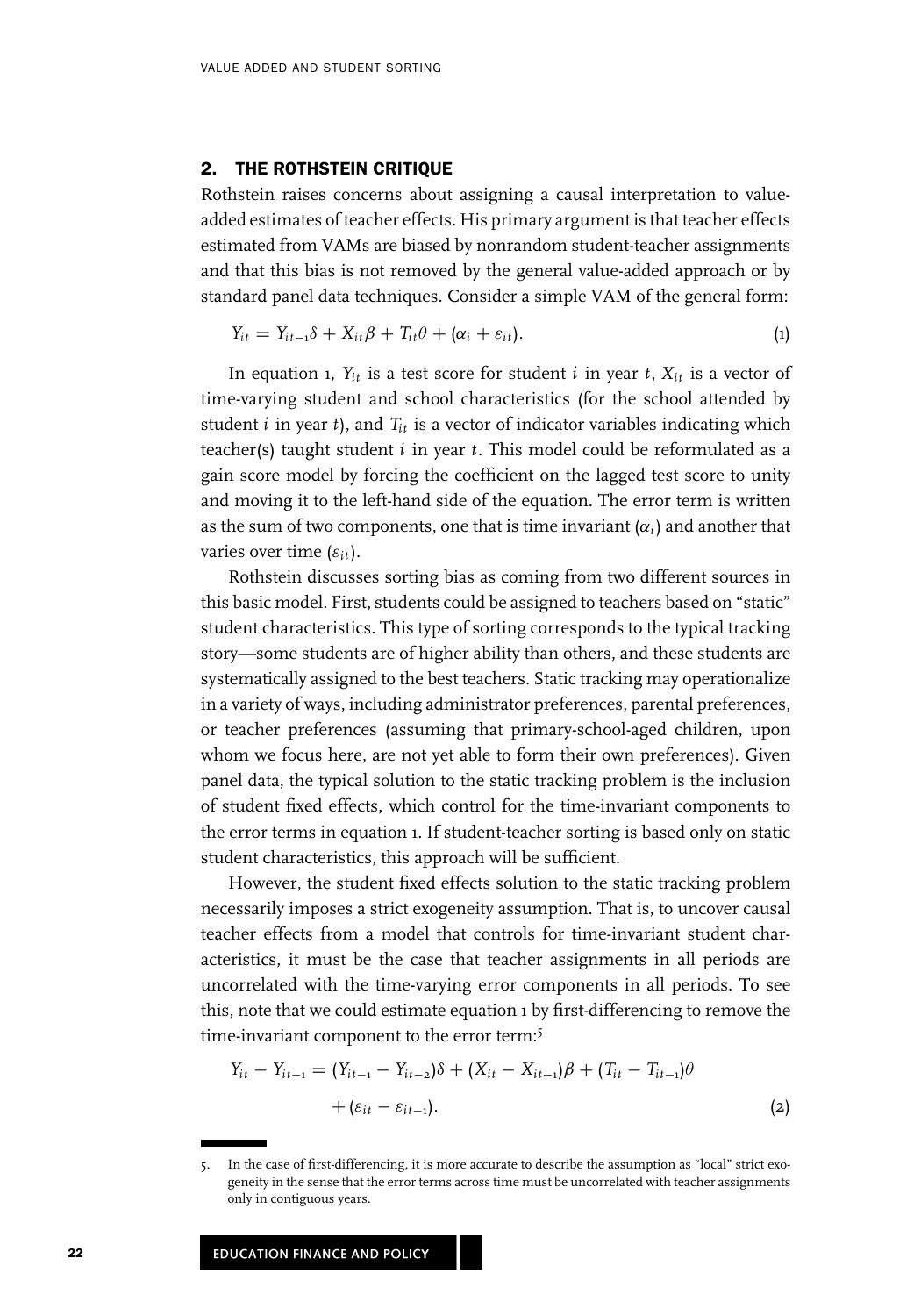## 2. THE ROTHSTEIN CRITIQUE

Rothstein raises concerns about assigning a causal interpretation to value-added estimates of teacher effects. His primary argument is that teacher effects estimated from VAMs are biased by nonrandom student-teacher assignments and that this bias is not removed by the general value-added approach or by standard panel data techniques. Consider a simple VAM of the general form:

$$Y_{it} = Y_{it-1}\delta + X_{it}\beta + T_{it}\theta + (\alpha_i + \varepsilon_{it}). \tag{1}$$

In equation 1, $Y_{it}$ is a test score for student $i$ in year $t$, $X_{it}$ is a vector of time-varying student and school characteristics (for the school attended by student $i$ in year $t$), and $T_{it}$ is a vector of indicator variables indicating which teacher(s) taught student $i$ in year $t$. This model could be reformulated as a gain score model by forcing the coefficient on the lagged test score to unity and moving it to the left-hand side of the equation. The error term is written as the sum of two components, one that is time invariant ($\alpha_i$) and another that varies over time ($\varepsilon_{it}$).

Rothstein discusses sorting bias as coming from two different sources in this basic model. First, students could be assigned to teachers based on "static" student characteristics. This type of sorting corresponds to the typical tracking story—some students are of higher ability than others, and these students are systematically assigned to the best teachers. Static tracking may operationalize in a variety of ways, including administrator preferences, parental preferences, or teacher preferences (assuming that primary-school-aged children, upon whom we focus here, are not yet able to form their own preferences). Given panel data, the typical solution to the static tracking problem is the inclusion of student fixed effects, which control for the time-invariant components to the error terms in equation 1. If student-teacher sorting is based only on static student characteristics, this approach will be sufficient.

However, the student fixed effects solution to the static tracking problem necessarily imposes a strict exogeneity assumption. That is, to uncover causal teacher effects from a model that controls for time-invariant student characteristics, it must be the case that teacher assignments in all periods are uncorrelated with the time-varying error components in all periods. To see this, note that we could estimate equation 1 by first-differencing to remove the time-invariant component to the error term:[5]

$$Y_{it} - Y_{it-1} = (Y_{it-1} - Y_{it-2})\delta + (X_{it} - X_{it-1})\beta + (T_{it} - T_{it-1})\theta + (\varepsilon_{it} - \varepsilon_{it-1}). \tag{2}$$

5. In the case of first-differencing, it is more accurate to describe the assumption as "local" strict exogeneity in the sense that the error terms across time must be uncorrelated with teacher assignments only in contiguous years.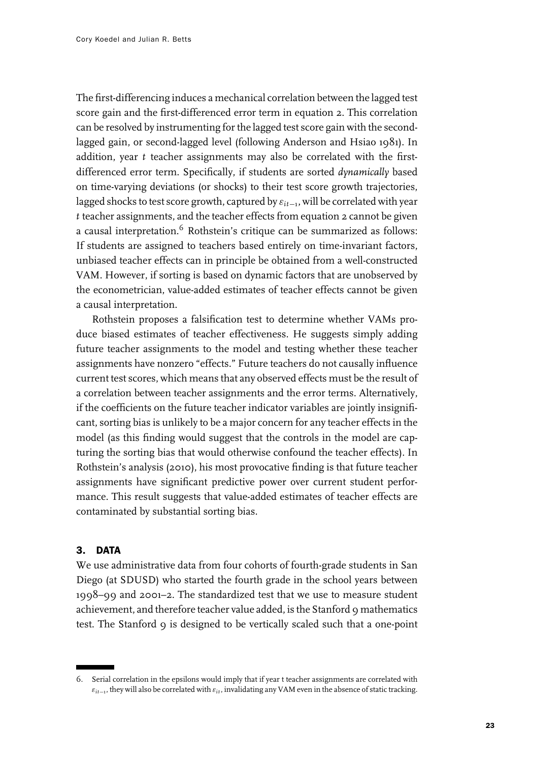The first-differencing induces a mechanical correlation between the lagged test score gain and the first-differenced error term in equation 2. This correlation can be resolved by instrumenting for the lagged test score gain with the second-lagged gain, or second-lagged level (following Anderson and Hsiao 1981). In addition, year $t$ teacher assignments may also be correlated with the first-differenced error term. Specifically, if students are sorted *dynamically* based on time-varying deviations (or shocks) to their test score growth trajectories, lagged shocks to test score growth, captured by $\varepsilon_{it-1}$, will be correlated with year $t$ teacher assignments, and the teacher effects from equation 2 cannot be given a causal interpretation.[6] Rothstein's critique can be summarized as follows: If students are assigned to teachers based entirely on time-invariant factors, unbiased teacher effects can in principle be obtained from a well-constructed VAM. However, if sorting is based on dynamic factors that are unobserved by the econometrician, value-added estimates of teacher effects cannot be given a causal interpretation.

Rothstein proposes a falsification test to determine whether VAMs produce biased estimates of teacher effectiveness. He suggests simply adding future teacher assignments to the model and testing whether these teacher assignments have nonzero "effects." Future teachers do not causally influence current test scores, which means that any observed effects must be the result of a correlation between teacher assignments and the error terms. Alternatively, if the coefficients on the future teacher indicator variables are jointly insignificant, sorting bias is unlikely to be a major concern for any teacher effects in the model (as this finding would suggest that the controls in the model are capturing the sorting bias that would otherwise confound the teacher effects). In Rothstein's analysis (2010), his most provocative finding is that future teacher assignments have significant predictive power over current student performance. This result suggests that value-added estimates of teacher effects are contaminated by substantial sorting bias.

## 3. DATA

We use administrative data from four cohorts of fourth-grade students in San Diego (at SDUSD) who started the fourth grade in the school years between 1998–99 and 2001–2. The standardized test that we use to measure student achievement, and therefore teacher value added, is the Stanford 9 mathematics test. The Stanford 9 is designed to be vertically scaled such that a one-point

6. Serial correlation in the epsilons would imply that if year t teacher assignments are correlated with $\varepsilon_{it-1}$, they will also be correlated with $\varepsilon_{it}$, invalidating any VAM even in the absence of static tracking.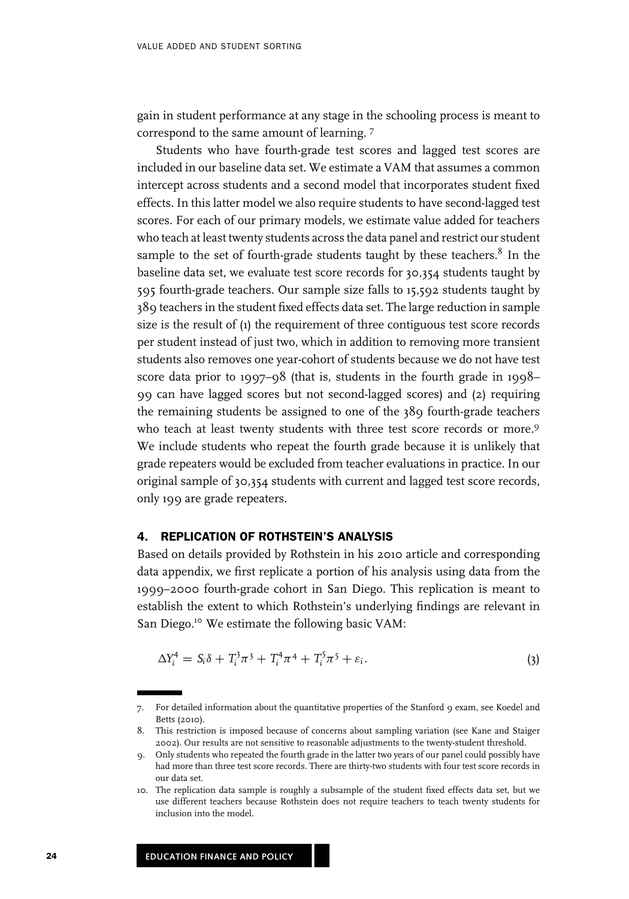gain in student performance at any stage in the schooling process is meant to correspond to the same amount of learning. [7]

Students who have fourth-grade test scores and lagged test scores are included in our baseline data set. We estimate a VAM that assumes a common intercept across students and a second model that incorporates student fixed effects. In this latter model we also require students to have second-lagged test scores. For each of our primary models, we estimate value added for teachers who teach at least twenty students across the data panel and restrict our student sample to the set of fourth-grade students taught by these teachers.[8] In the baseline data set, we evaluate test score records for 30,354 students taught by 595 fourth-grade teachers. Our sample size falls to 15,592 students taught by 389 teachers in the student fixed effects data set. The large reduction in sample size is the result of (1) the requirement of three contiguous test score records per student instead of just two, which in addition to removing more transient students also removes one year-cohort of students because we do not have test score data prior to 1997–98 (that is, students in the fourth grade in 1998–99 can have lagged scores but not second-lagged scores) and (2) requiring the remaining students be assigned to one of the 389 fourth-grade teachers who teach at least twenty students with three test score records or more.[9] We include students who repeat the fourth grade because it is unlikely that grade repeaters would be excluded from teacher evaluations in practice. In our original sample of 30,354 students with current and lagged test score records, only 199 are grade repeaters.

## 4. REPLICATION OF ROTHSTEIN'S ANALYSIS

Based on details provided by Rothstein in his 2010 article and corresponding data appendix, we first replicate a portion of his analysis using data from the 1999–2000 fourth-grade cohort in San Diego. This replication is meant to establish the extent to which Rothstein's underlying findings are relevant in San Diego.[10] We estimate the following basic VAM:

$$\Delta Y_i^4 = S_i\delta + T_i^3\pi^3 + T_i^4\pi^4 + T_i^5\pi^5 + \varepsilon_i. \tag{3}$$

7. For detailed information about the quantitative properties of the Stanford 9 exam, see Koedel and Betts (2010).

8. This restriction is imposed because of concerns about sampling variation (see Kane and Staiger 2002). Our results are not sensitive to reasonable adjustments to the twenty-student threshold.

9. Only students who repeated the fourth grade in the latter two years of our panel could possibly have had more than three test score records. There are thirty-two students with four test score records in our data set.

10. The replication data sample is roughly a subsample of the student fixed effects data set, but we use different teachers because Rothstein does not require teachers to teach twenty students for inclusion into the model.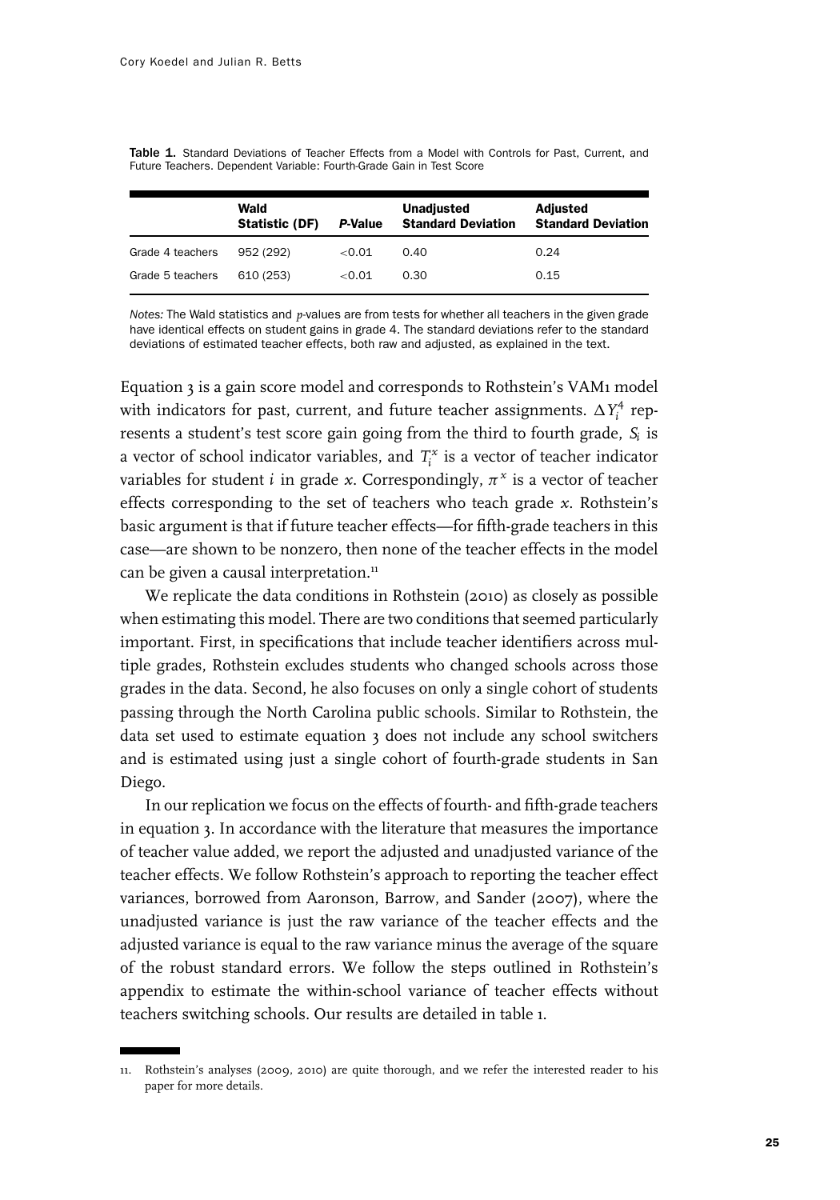**Table 1.** Standard Deviations of Teacher Effects from a Model with Controls for Past, Current, and Future Teachers. Dependent Variable: Fourth-Grade Gain in Test Score

| | Wald Statistic (DF) | *P*-Value | Unadjusted Standard Deviation | Adjusted Standard Deviation |
|---|---|---|---|---|
| Grade 4 teachers | 952 (292) | <0.01 | 0.40 | 0.24 |
| Grade 5 teachers | 610 (253) | <0.01 | 0.30 | 0.15 |

*Notes:* The Wald statistics and *p*-values are from tests for whether all teachers in the given grade have identical effects on student gains in grade 4. The standard deviations refer to the standard deviations of estimated teacher effects, both raw and adjusted, as explained in the text.

Equation 3 is a gain score model and corresponds to Rothstein's VAM1 model with indicators for past, current, and future teacher assignments. $\Delta Y_i^4$ represents a student's test score gain going from the third to fourth grade, $S_i$ is a vector of school indicator variables, and $T_i^x$ is a vector of teacher indicator variables for student $i$ in grade $x$. Correspondingly, $\pi^x$ is a vector of teacher effects corresponding to the set of teachers who teach grade $x$. Rothstein's basic argument is that if future teacher effects—for fifth-grade teachers in this case—are shown to be nonzero, then none of the teacher effects in the model can be given a causal interpretation.[11]

We replicate the data conditions in Rothstein (2010) as closely as possible when estimating this model. There are two conditions that seemed particularly important. First, in specifications that include teacher identifiers across multiple grades, Rothstein excludes students who changed schools across those grades in the data. Second, he also focuses on only a single cohort of students passing through the North Carolina public schools. Similar to Rothstein, the data set used to estimate equation 3 does not include any school switchers and is estimated using just a single cohort of fourth-grade students in San Diego.

In our replication we focus on the effects of fourth- and fifth-grade teachers in equation 3. In accordance with the literature that measures the importance of teacher value added, we report the adjusted and unadjusted variance of the teacher effects. We follow Rothstein's approach to reporting the teacher effect variances, borrowed from Aaronson, Barrow, and Sander (2007), where the unadjusted variance is just the raw variance of the teacher effects and the adjusted variance is equal to the raw variance minus the average of the square of the robust standard errors. We follow the steps outlined in Rothstein's appendix to estimate the within-school variance of teacher effects without teachers switching schools. Our results are detailed in table 1.

11. Rothstein's analyses (2009, 2010) are quite thorough, and we refer the interested reader to his paper for more details.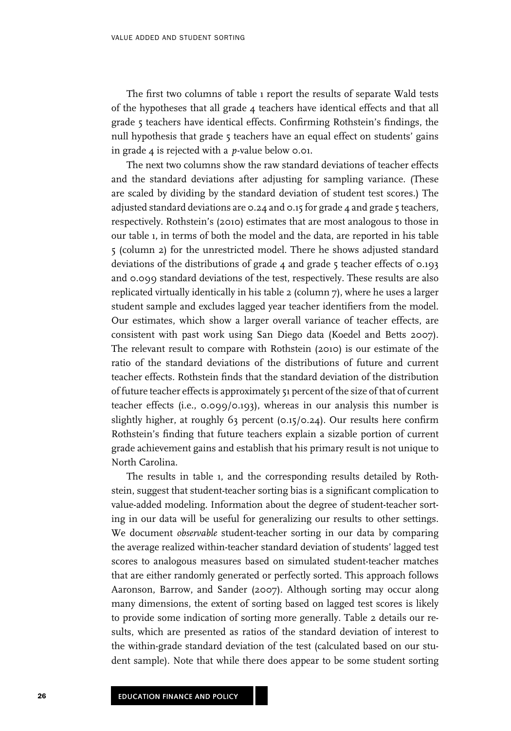The first two columns of table 1 report the results of separate Wald tests of the hypotheses that all grade 4 teachers have identical effects and that all grade 5 teachers have identical effects. Confirming Rothstein's findings, the null hypothesis that grade 5 teachers have an equal effect on students' gains in grade 4 is rejected with a *p*-value below 0.01.

The next two columns show the raw standard deviations of teacher effects and the standard deviations after adjusting for sampling variance. (These are scaled by dividing by the standard deviation of student test scores.) The adjusted standard deviations are 0.24 and 0.15 for grade 4 and grade 5 teachers, respectively. Rothstein's (2010) estimates that are most analogous to those in our table 1, in terms of both the model and the data, are reported in his table 5 (column 2) for the unrestricted model. There he shows adjusted standard deviations of the distributions of grade 4 and grade 5 teacher effects of 0.193 and 0.099 standard deviations of the test, respectively. These results are also replicated virtually identically in his table 2 (column 7), where he uses a larger student sample and excludes lagged year teacher identifiers from the model. Our estimates, which show a larger overall variance of teacher effects, are consistent with past work using San Diego data (Koedel and Betts 2007). The relevant result to compare with Rothstein (2010) is our estimate of the ratio of the standard deviations of the distributions of future and current teacher effects. Rothstein finds that the standard deviation of the distribution of future teacher effects is approximately 51 percent of the size of that of current teacher effects (i.e., 0.099/0.193), whereas in our analysis this number is slightly higher, at roughly 63 percent (0.15/0.24). Our results here confirm Rothstein's finding that future teachers explain a sizable portion of current grade achievement gains and establish that his primary result is not unique to North Carolina.

The results in table 1, and the corresponding results detailed by Rothstein, suggest that student-teacher sorting bias is a significant complication to value-added modeling. Information about the degree of student-teacher sorting in our data will be useful for generalizing our results to other settings. We document *observable* student-teacher sorting in our data by comparing the average realized within-teacher standard deviation of students' lagged test scores to analogous measures based on simulated student-teacher matches that are either randomly generated or perfectly sorted. This approach follows Aaronson, Barrow, and Sander (2007). Although sorting may occur along many dimensions, the extent of sorting based on lagged test scores is likely to provide some indication of sorting more generally. Table 2 details our results, which are presented as ratios of the standard deviation of interest to the within-grade standard deviation of the test (calculated based on our student sample). Note that while there does appear to be some student sorting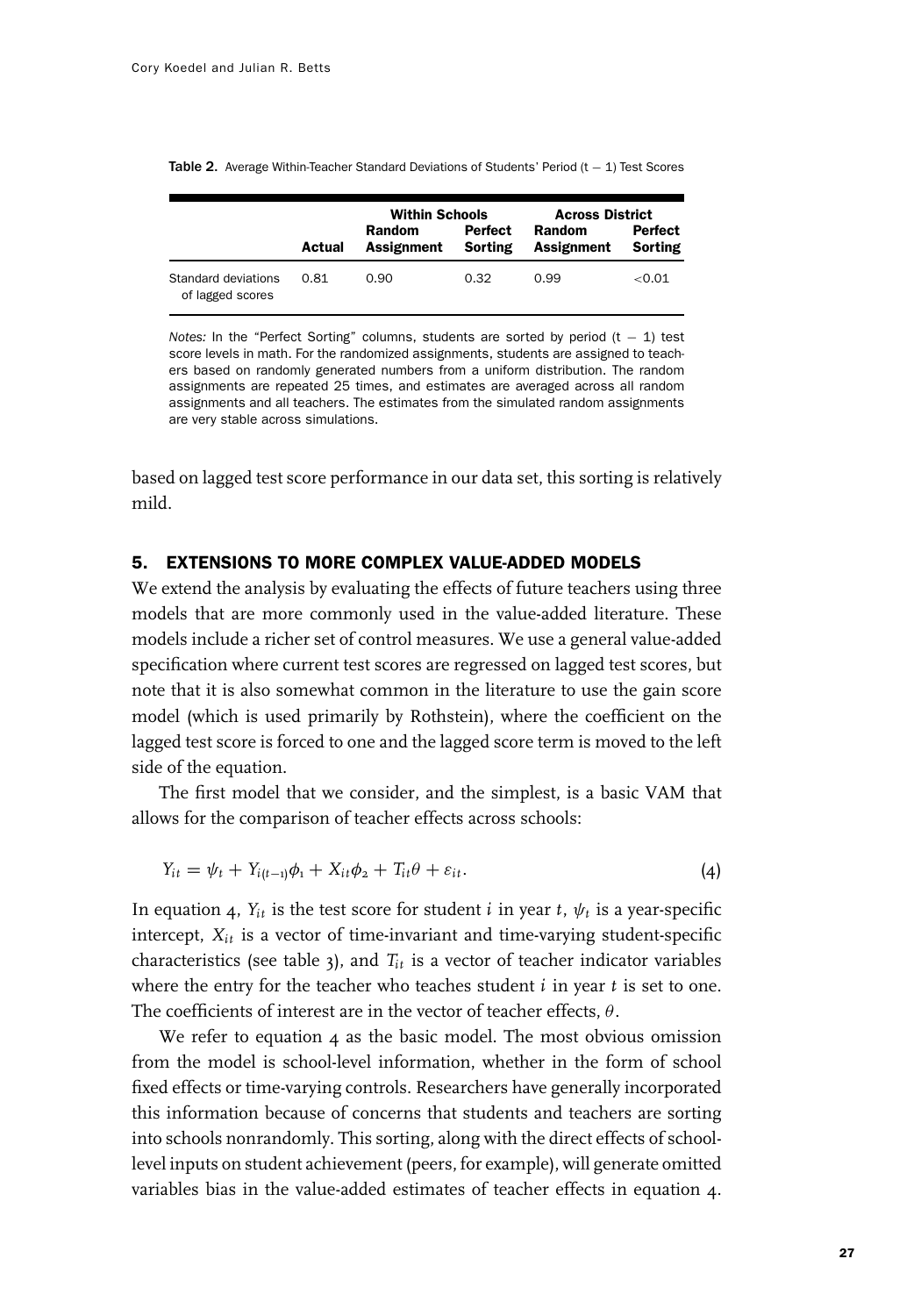**Table 2.** Average Within-Teacher Standard Deviations of Students' Period (t − 1) Test Scores

| | Actual | Within Schools | | Across District | |
|---|---|---|---|---|---|
| | | Random Assignment | Perfect Sorting | Random Assignment | Perfect Sorting |
| Standard deviations of lagged scores | 0.81 | 0.90 | 0.32 | 0.99 | <0.01 |

*Notes:* In the "Perfect Sorting" columns, students are sorted by period (t − 1) test score levels in math. For the randomized assignments, students are assigned to teachers based on randomly generated numbers from a uniform distribution. The random assignments are repeated 25 times, and estimates are averaged across all random assignments and all teachers. The estimates from the simulated random assignments are very stable across simulations.

based on lagged test score performance in our data set, this sorting is relatively mild.

## 5. EXTENSIONS TO MORE COMPLEX VALUE-ADDED MODELS

We extend the analysis by evaluating the effects of future teachers using three models that are more commonly used in the value-added literature. These models include a richer set of control measures. We use a general value-added specification where current test scores are regressed on lagged test scores, but note that it is also somewhat common in the literature to use the gain score model (which is used primarily by Rothstein), where the coefficient on the lagged test score is forced to one and the lagged score term is moved to the left side of the equation.

The first model that we consider, and the simplest, is a basic VAM that allows for the comparison of teacher effects across schools:

$$Y_{it} = \psi_t + Y_{i(t-1)}\phi_1 + X_{it}\phi_2 + T_{it}\theta + \varepsilon_{it}. \tag{4}$$

In equation 4, $Y_{it}$ is the test score for student $i$ in year $t$, $\psi_t$ is a year-specific intercept, $X_{it}$ is a vector of time-invariant and time-varying student-specific characteristics (see table 3), and $T_{it}$ is a vector of teacher indicator variables where the entry for the teacher who teaches student $i$ in year $t$ is set to one. The coefficients of interest are in the vector of teacher effects, $\theta$.

We refer to equation 4 as the basic model. The most obvious omission from the model is school-level information, whether in the form of school fixed effects or time-varying controls. Researchers have generally incorporated this information because of concerns that students and teachers are sorting into schools nonrandomly. This sorting, along with the direct effects of school-level inputs on student achievement (peers, for example), will generate omitted variables bias in the value-added estimates of teacher effects in equation 4.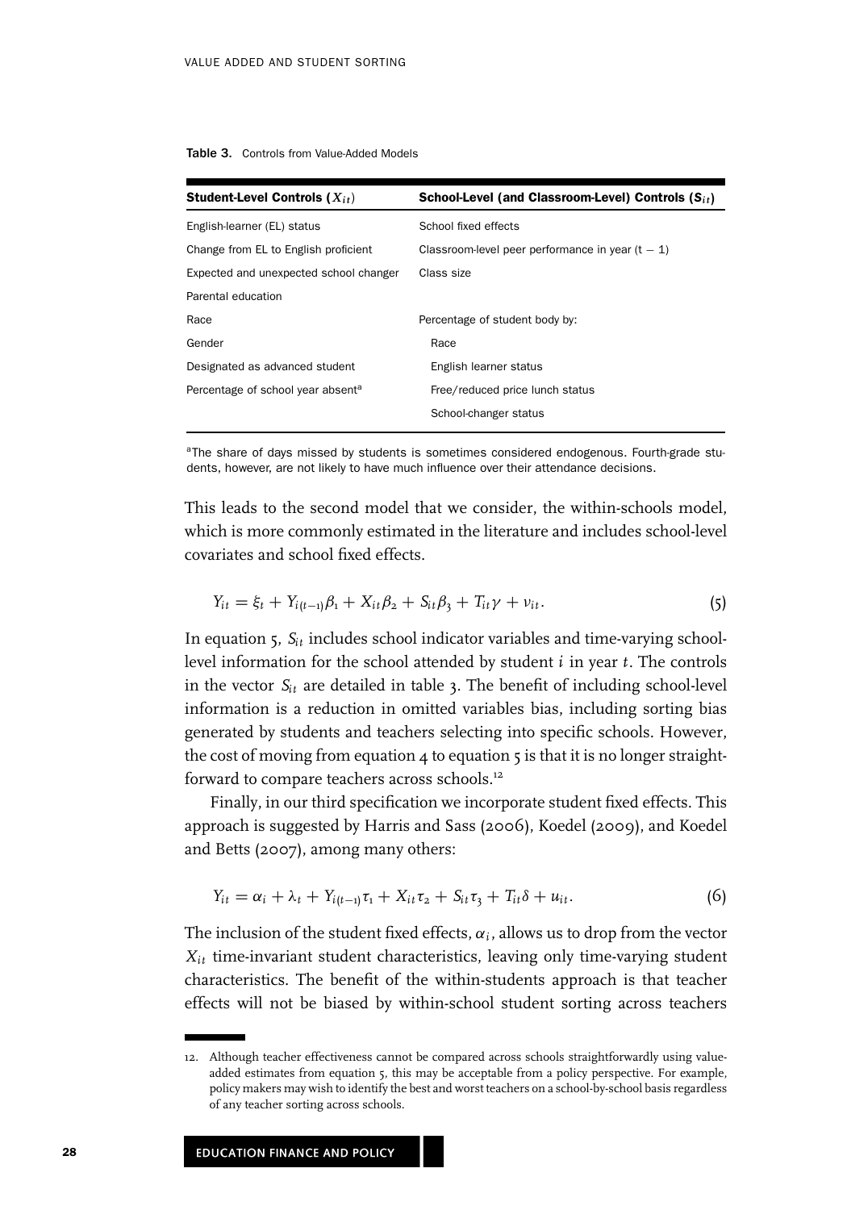**Table 3.** Controls from Value-Added Models

| Student-Level Controls ($X_{it}$) | School-Level (and Classroom-Level) Controls ($S_{it}$) |
|---|---|
| English-learner (EL) status | School fixed effects |
| Change from EL to English proficient | Classroom-level peer performance in year $(t - 1)$ |
| Expected and unexpected school changer | Class size |
| Parental education | |
| Race | Percentage of student body by: |
| Gender | Race |
| Designated as advanced student | English learner status |
| Percentage of school year absent[a] | Free/reduced price lunch status |
| | School-changer status |

[a]The share of days missed by students is sometimes considered endogenous. Fourth-grade students, however, are not likely to have much influence over their attendance decisions.

This leads to the second model that we consider, the within-schools model, which is more commonly estimated in the literature and includes school-level covariates and school fixed effects.

$$Y_{it} = \xi_t + Y_{i(t-1)}\beta_1 + X_{it}\beta_2 + S_{it}\beta_3 + T_{it}\gamma + \nu_{it}. \tag{5}$$

In equation 5, $S_{it}$ includes school indicator variables and time-varying school-level information for the school attended by student $i$ in year $t$. The controls in the vector $S_{it}$ are detailed in table 3. The benefit of including school-level information is a reduction in omitted variables bias, including sorting bias generated by students and teachers selecting into specific schools. However, the cost of moving from equation 4 to equation 5 is that it is no longer straightforward to compare teachers across schools.[12]

Finally, in our third specification we incorporate student fixed effects. This approach is suggested by Harris and Sass (2006), Koedel (2009), and Koedel and Betts (2007), among many others:

$$Y_{it} = \alpha_i + \lambda_t + Y_{i(t-1)}\tau_1 + X_{it}\tau_2 + S_{it}\tau_3 + T_{it}\delta + u_{it}. \tag{6}$$

The inclusion of the student fixed effects, $\alpha_i$, allows us to drop from the vector $X_{it}$ time-invariant student characteristics, leaving only time-varying student characteristics. The benefit of the within-students approach is that teacher effects will not be biased by within-school student sorting across teachers

12. Although teacher effectiveness cannot be compared across schools straightforwardly using value-added estimates from equation 5, this may be acceptable from a policy perspective. For example, policy makers may wish to identify the best and worst teachers on a school-by-school basis regardless of any teacher sorting across schools.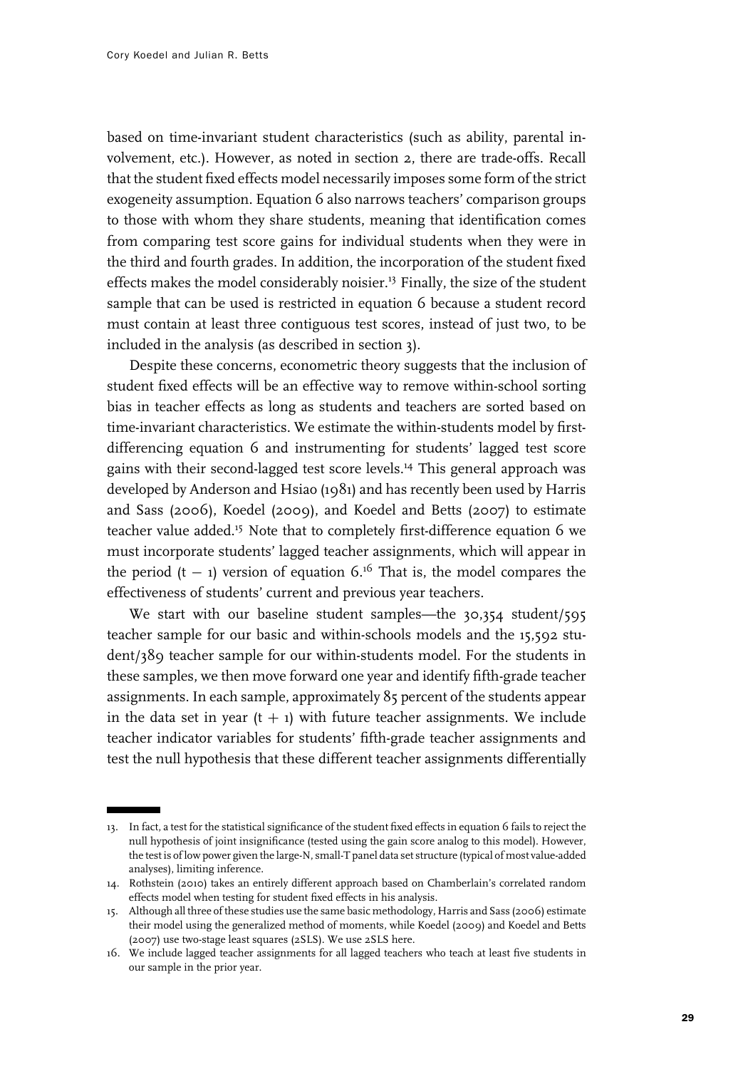based on time-invariant student characteristics (such as ability, parental involvement, etc.). However, as noted in section 2, there are trade-offs. Recall that the student fixed effects model necessarily imposes some form of the strict exogeneity assumption. Equation 6 also narrows teachers' comparison groups to those with whom they share students, meaning that identification comes from comparing test score gains for individual students when they were in the third and fourth grades. In addition, the incorporation of the student fixed effects makes the model considerably noisier.[13] Finally, the size of the student sample that can be used is restricted in equation 6 because a student record must contain at least three contiguous test scores, instead of just two, to be included in the analysis (as described in section 3).

Despite these concerns, econometric theory suggests that the inclusion of student fixed effects will be an effective way to remove within-school sorting bias in teacher effects as long as students and teachers are sorted based on time-invariant characteristics. We estimate the within-students model by first-differencing equation 6 and instrumenting for students' lagged test score gains with their second-lagged test score levels.[14] This general approach was developed by Anderson and Hsiao (1981) and has recently been used by Harris and Sass (2006), Koedel (2009), and Koedel and Betts (2007) to estimate teacher value added.[15] Note that to completely first-difference equation 6 we must incorporate students' lagged teacher assignments, which will appear in the period $(t - 1)$ version of equation 6.[16] That is, the model compares the effectiveness of students' current and previous year teachers.

We start with our baseline student samples—the 30,354 student/595 teacher sample for our basic and within-schools models and the 15,592 student/389 teacher sample for our within-students model. For the students in these samples, we then move forward one year and identify fifth-grade teacher assignments. In each sample, approximately 85 percent of the students appear in the data set in year $(t + 1)$ with future teacher assignments. We include teacher indicator variables for students' fifth-grade teacher assignments and test the null hypothesis that these different teacher assignments differentially

---

13. In fact, a test for the statistical significance of the student fixed effects in equation 6 fails to reject the null hypothesis of joint insignificance (tested using the gain score analog to this model). However, the test is of low power given the large-N, small-T panel data set structure (typical of most value-added analyses), limiting inference.
14. Rothstein (2010) takes an entirely different approach based on Chamberlain's correlated random effects model when testing for student fixed effects in his analysis.
15. Although all three of these studies use the same basic methodology, Harris and Sass (2006) estimate their model using the generalized method of moments, while Koedel (2009) and Koedel and Betts (2007) use two-stage least squares (2SLS). We use 2SLS here.
16. We include lagged teacher assignments for all lagged teachers who teach at least five students in our sample in the prior year.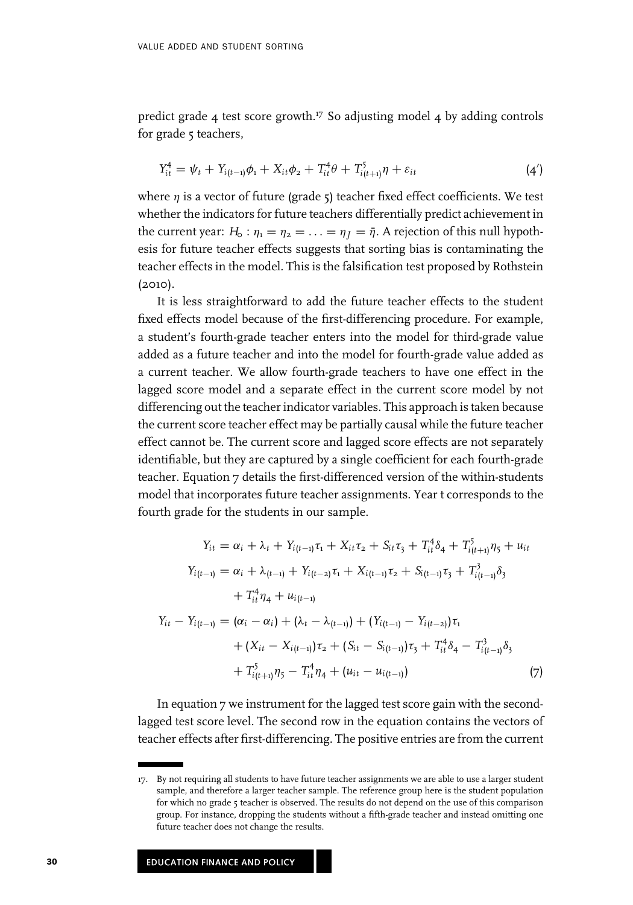predict grade 4 test score growth.[17] So adjusting model 4 by adding controls for grade 5 teachers,

$$Y_{it}^{4} = \psi_t + Y_{i(t-1)}\phi_1 + X_{it}\phi_2 + T_{it}^{4}\theta + T_{i(t+1)}^{5}\eta + \varepsilon_{it} \tag{4'}$$

where $\eta$ is a vector of future (grade 5) teacher fixed effect coefficients. We test whether the indicators for future teachers differentially predict achievement in the current year: $H_0 : \eta_1 = \eta_2 = \ldots = \eta_J = \bar{\eta}$. A rejection of this null hypothesis for future teacher effects suggests that sorting bias is contaminating the teacher effects in the model. This is the falsification test proposed by Rothstein (2010).

It is less straightforward to add the future teacher effects to the student fixed effects model because of the first-differencing procedure. For example, a student's fourth-grade teacher enters into the model for third-grade value added as a future teacher and into the model for fourth-grade value added as a current teacher. We allow fourth-grade teachers to have one effect in the lagged score model and a separate effect in the current score model by not differencing out the teacher indicator variables. This approach is taken because the current score teacher effect may be partially causal while the future teacher effect cannot be. The current score and lagged score effects are not separately identifiable, but they are captured by a single coefficient for each fourth-grade teacher. Equation 7 details the first-differenced version of the within-students model that incorporates future teacher assignments. Year t corresponds to the fourth grade for the students in our sample.

$$\begin{aligned}
Y_{it} &= \alpha_i + \lambda_t + Y_{i(t-1)}\tau_1 + X_{it}\tau_2 + S_{it}\tau_3 + T_{it}^{4}\delta_4 + T_{i(t+1)}^{5}\eta_5 + u_{it} \\
Y_{i(t-1)} &= \alpha_i + \lambda_{(t-1)} + Y_{i(t-2)}\tau_1 + X_{i(t-1)}\tau_2 + S_{i(t-1)}\tau_3 + T_{i(t-1)}^{3}\delta_3 \\
&\quad + T_{it}^{4}\eta_4 + u_{i(t-1)} \\
Y_{it} - Y_{i(t-1)} &= (\alpha_i - \alpha_i) + (\lambda_t - \lambda_{(t-1)}) + (Y_{i(t-1)} - Y_{i(t-2)})\tau_1 \\
&\quad + (X_{it} - X_{i(t-1)})\tau_2 + (S_{it} - S_{i(t-1)})\tau_3 + T_{it}^{4}\delta_4 - T_{i(t-1)}^{3}\delta_3 \\
&\quad + T_{i(t+1)}^{5}\eta_5 - T_{it}^{4}\eta_4 + (u_{it} - u_{i(t-1)})
\end{aligned} \tag{7}$$

In equation 7 we instrument for the lagged test score gain with the second-lagged test score level. The second row in the equation contains the vectors of teacher effects after first-differencing. The positive entries are from the current

---

17. By not requiring all students to have future teacher assignments we are able to use a larger student sample, and therefore a larger teacher sample. The reference group here is the student population for which no grade 5 teacher is observed. The results do not depend on the use of this comparison group. For instance, dropping the students without a fifth-grade teacher and instead omitting one future teacher does not change the results.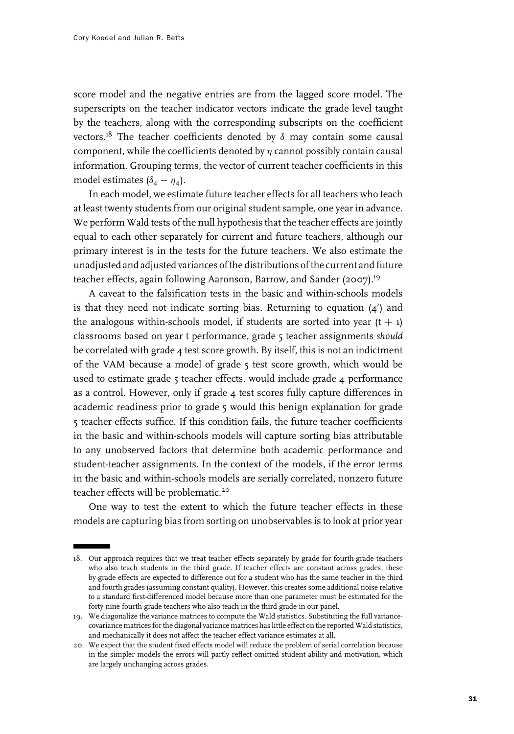score model and the negative entries are from the lagged score model. The superscripts on the teacher indicator vectors indicate the grade level taught by the teachers, along with the corresponding subscripts on the coefficient vectors.[18] The teacher coefficients denoted by $\delta$ may contain some causal component, while the coefficients denoted by $\eta$ cannot possibly contain causal information. Grouping terms, the vector of current teacher coefficients in this model estimates $(\delta_4 - \eta_4)$.

In each model, we estimate future teacher effects for all teachers who teach at least twenty students from our original student sample, one year in advance. We perform Wald tests of the null hypothesis that the teacher effects are jointly equal to each other separately for current and future teachers, although our primary interest is in the tests for the future teachers. We also estimate the unadjusted and adjusted variances of the distributions of the current and future teacher effects, again following Aaronson, Barrow, and Sander (2007).[19]

A caveat to the falsification tests in the basic and within-schools models is that they need not indicate sorting bias. Returning to equation (4′) and the analogous within-schools model, if students are sorted into year $(t + 1)$ classrooms based on year t performance, grade 5 teacher assignments *should* be correlated with grade 4 test score growth. By itself, this is not an indictment of the VAM because a model of grade 5 test score growth, which would be used to estimate grade 5 teacher effects, would include grade 4 performance as a control. However, only if grade 4 test scores fully capture differences in academic readiness prior to grade 5 would this benign explanation for grade 5 teacher effects suffice. If this condition fails, the future teacher coefficients in the basic and within-schools models will capture sorting bias attributable to any unobserved factors that determine both academic performance and student-teacher assignments. In the context of the models, if the error terms in the basic and within-schools models are serially correlated, nonzero future teacher effects will be problematic.[20]

One way to test the extent to which the future teacher effects in these models are capturing bias from sorting on unobservables is to look at prior year

18. Our approach requires that we treat teacher effects separately by grade for fourth-grade teachers who also teach students in the third grade. If teacher effects are constant across grades, these by-grade effects are expected to difference out for a student who has the same teacher in the third and fourth grades (assuming constant quality). However, this creates some additional noise relative to a standard first-differenced model because more than one parameter must be estimated for the forty-nine fourth-grade teachers who also teach in the third grade in our panel.

19. We diagonalize the variance matrices to compute the Wald statistics. Substituting the full variance-covariance matrices for the diagonal variance matrices has little effect on the reported Wald statistics, and mechanically it does not affect the teacher effect variance estimates at all.

20. We expect that the student fixed effects model will reduce the problem of serial correlation because in the simpler models the errors will partly reflect omitted student ability and motivation, which are largely unchanging across grades.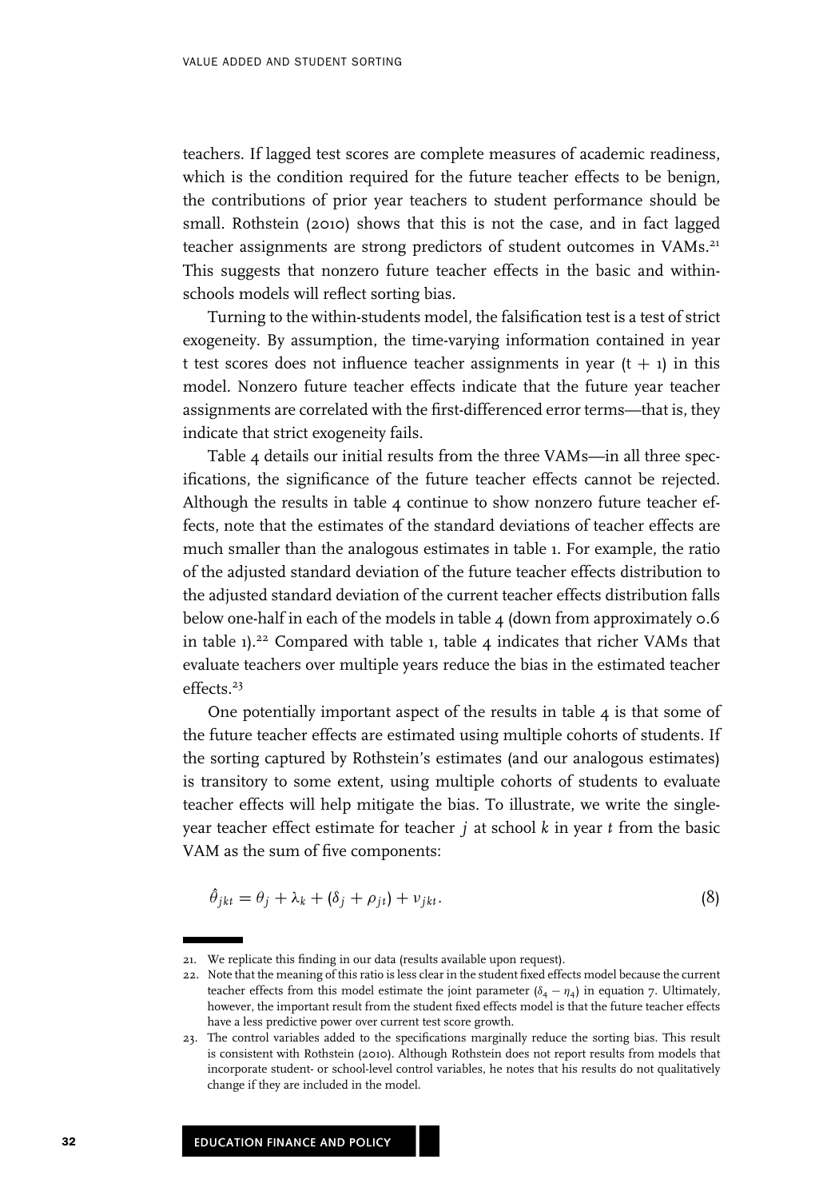teachers. If lagged test scores are complete measures of academic readiness, which is the condition required for the future teacher effects to be benign, the contributions of prior year teachers to student performance should be small. Rothstein (2010) shows that this is not the case, and in fact lagged teacher assignments are strong predictors of student outcomes in VAMs.[21] This suggests that nonzero future teacher effects in the basic and within-schools models will reflect sorting bias.

Turning to the within-students model, the falsification test is a test of strict exogeneity. By assumption, the time-varying information contained in year t test scores does not influence teacher assignments in year (t + 1) in this model. Nonzero future teacher effects indicate that the future year teacher assignments are correlated with the first-differenced error terms—that is, they indicate that strict exogeneity fails.

Table 4 details our initial results from the three VAMs—in all three specifications, the significance of the future teacher effects cannot be rejected. Although the results in table 4 continue to show nonzero future teacher effects, note that the estimates of the standard deviations of teacher effects are much smaller than the analogous estimates in table 1. For example, the ratio of the adjusted standard deviation of the future teacher effects distribution to the adjusted standard deviation of the current teacher effects distribution falls below one-half in each of the models in table 4 (down from approximately 0.6 in table 1).[22] Compared with table 1, table 4 indicates that richer VAMs that evaluate teachers over multiple years reduce the bias in the estimated teacher effects.[23]

One potentially important aspect of the results in table 4 is that some of the future teacher effects are estimated using multiple cohorts of students. If the sorting captured by Rothstein's estimates (and our analogous estimates) is transitory to some extent, using multiple cohorts of students to evaluate teacher effects will help mitigate the bias. To illustrate, we write the single-year teacher effect estimate for teacher $j$ at school $k$ in year $t$ from the basic VAM as the sum of five components:

$$\hat{\theta}_{jkt} = \theta_j + \lambda_k + (\delta_j + \rho_{jt}) + \nu_{jkt}. \tag{8}$$

---

21. We replicate this finding in our data (results available upon request).

22. Note that the meaning of this ratio is less clear in the student fixed effects model because the current teacher effects from this model estimate the joint parameter $(\delta_4 - \eta_4)$ in equation 7. Ultimately, however, the important result from the student fixed effects model is that the future teacher effects have a less predictive power over current test score growth.

23. The control variables added to the specifications marginally reduce the sorting bias. This result is consistent with Rothstein (2010). Although Rothstein does not report results from models that incorporate student- or school-level control variables, he notes that his results do not qualitatively change if they are included in the model.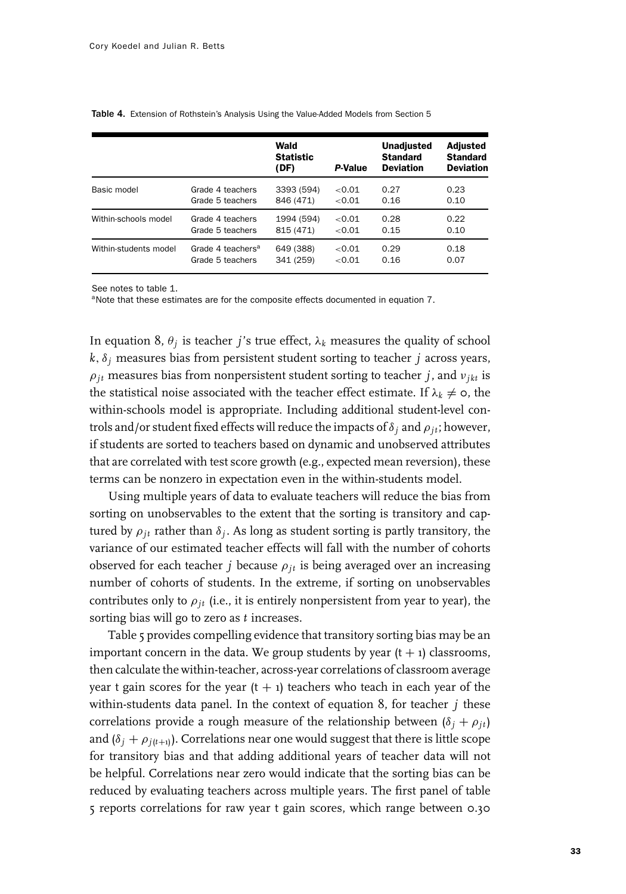**Table 4.** Extension of Rothstein's Analysis Using the Value-Added Models from Section 5

| | | Wald Statistic (DF) | *P*-Value | Unadjusted Standard Deviation | Adjusted Standard Deviation |
|---|---|---|---|---|---|
| Basic model | Grade 4 teachers | 3393 (594) | <0.01 | 0.27 | 0.23 |
| | Grade 5 teachers | 846 (471) | <0.01 | 0.16 | 0.10 |
| Within-schools model | Grade 4 teachers | 1994 (594) | <0.01 | 0.28 | 0.22 |
| | Grade 5 teachers | 815 (471) | <0.01 | 0.15 | 0.10 |
| Within-students model | Grade 4 teachers[a] | 649 (388) | <0.01 | 0.29 | 0.18 |
| | Grade 5 teachers | 341 (259) | <0.01 | 0.16 | 0.07 |

See notes to table 1.

[a]Note that these estimates are for the composite effects documented in equation 7.

In equation 8, $\theta_j$ is teacher $j$'s true effect, $\lambda_k$ measures the quality of school $k$, $\delta_j$ measures bias from persistent student sorting to teacher $j$ across years, $\rho_{jt}$ measures bias from nonpersistent student sorting to teacher $j$, and $\nu_{jkt}$ is the statistical noise associated with the teacher effect estimate. If $\lambda_k \neq 0$, the within-schools model is appropriate. Including additional student-level controls and/or student fixed effects will reduce the impacts of $\delta_j$ and $\rho_{jt}$; however, if students are sorted to teachers based on dynamic and unobserved attributes that are correlated with test score growth (e.g., expected mean reversion), these terms can be nonzero in expectation even in the within-students model.

Using multiple years of data to evaluate teachers will reduce the bias from sorting on unobservables to the extent that the sorting is transitory and captured by $\rho_{jt}$ rather than $\delta_j$. As long as student sorting is partly transitory, the variance of our estimated teacher effects will fall with the number of cohorts observed for each teacher $j$ because $\rho_{jt}$ is being averaged over an increasing number of cohorts of students. In the extreme, if sorting on unobservables contributes only to $\rho_{jt}$ (i.e., it is entirely nonpersistent from year to year), the sorting bias will go to zero as $t$ increases.

Table 5 provides compelling evidence that transitory sorting bias may be an important concern in the data. We group students by year $(t + 1)$ classrooms, then calculate the within-teacher, across-year correlations of classroom average year t gain scores for the year $(t + 1)$ teachers who teach in each year of the within-students data panel. In the context of equation 8, for teacher $j$ these correlations provide a rough measure of the relationship between $(\delta_j + \rho_{jt})$ and $(\delta_j + \rho_{j(t+1)})$. Correlations near one would suggest that there is little scope for transitory bias and that adding additional years of teacher data will not be helpful. Correlations near zero would indicate that the sorting bias can be reduced by evaluating teachers across multiple years. The first panel of table 5 reports correlations for raw year t gain scores, which range between 0.30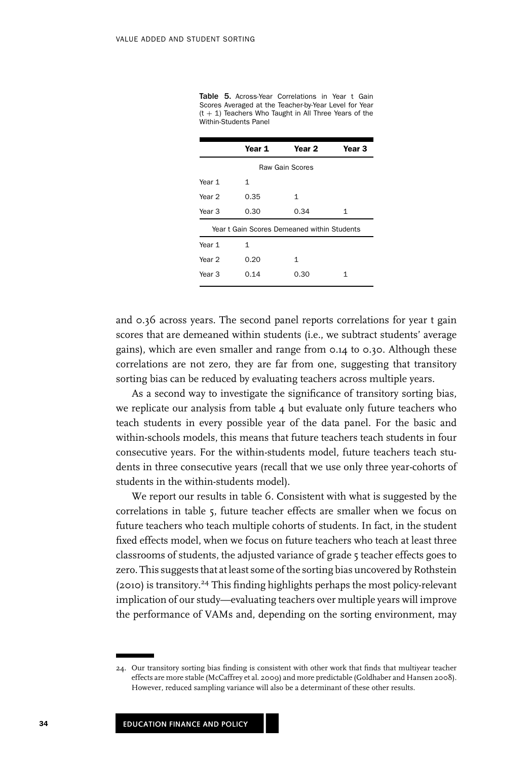**Table 5.** Across-Year Correlations in Year t Gain Scores Averaged at the Teacher-by-Year Level for Year (t + 1) Teachers Who Taught in All Three Years of the Within-Students Panel

| | Year 1 | Year 2 | Year 3 |
|---|---|---|---|
| **Raw Gain Scores** | | | |
| Year 1 | 1 | | |
| Year 2 | 0.35 | 1 | |
| Year 3 | 0.30 | 0.34 | 1 |
| **Year t Gain Scores Demeaned within Students** | | | |
| Year 1 | 1 | | |
| Year 2 | 0.20 | 1 | |
| Year 3 | 0.14 | 0.30 | 1 |

and 0.36 across years. The second panel reports correlations for year t gain scores that are demeaned within students (i.e., we subtract students' average gains), which are even smaller and range from 0.14 to 0.30. Although these correlations are not zero, they are far from one, suggesting that transitory sorting bias can be reduced by evaluating teachers across multiple years.

As a second way to investigate the significance of transitory sorting bias, we replicate our analysis from table 4 but evaluate only future teachers who teach students in every possible year of the data panel. For the basic and within-schools models, this means that future teachers teach students in four consecutive years. For the within-students model, future teachers teach students in three consecutive years (recall that we use only three year-cohorts of students in the within-students model).

We report our results in table 6. Consistent with what is suggested by the correlations in table 5, future teacher effects are smaller when we focus on future teachers who teach multiple cohorts of students. In fact, in the student fixed effects model, when we focus on future teachers who teach at least three classrooms of students, the adjusted variance of grade 5 teacher effects goes to zero. This suggests that at least some of the sorting bias uncovered by Rothstein (2010) is transitory.[24] This finding highlights perhaps the most policy-relevant implication of our study—evaluating teachers over multiple years will improve the performance of VAMs and, depending on the sorting environment, may

24. Our transitory sorting bias finding is consistent with other work that finds that multiyear teacher effects are more stable (McCaffrey et al. 2009) and more predictable (Goldhaber and Hansen 2008). However, reduced sampling variance will also be a determinant of these other results.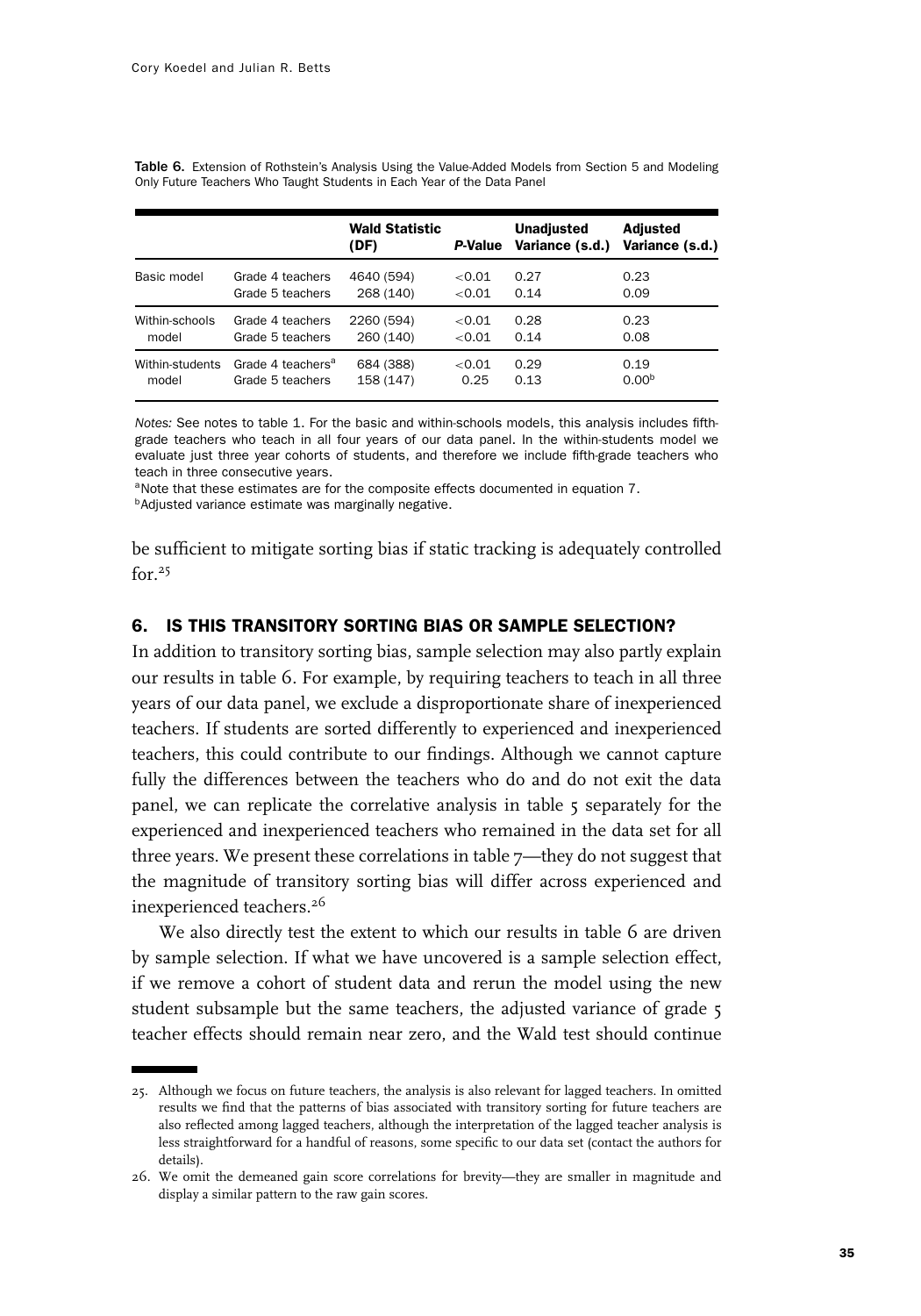Table 6. Extension of Rothstein's Analysis Using the Value-Added Models from Section 5 and Modeling Only Future Teachers Who Taught Students in Each Year of the Data Panel

| | | Wald Statistic (DF) | *P*-Value | Unadjusted Variance (s.d.) | Adjusted Variance (s.d.) |
|---|---|---|---|---|---|
| Basic model | Grade 4 teachers | 4640 (594) | <0.01 | 0.27 | 0.23 |
| | Grade 5 teachers | 268 (140) | <0.01 | 0.14 | 0.09 |
| Within-schools model | Grade 4 teachers | 2260 (594) | <0.01 | 0.28 | 0.23 |
| | Grade 5 teachers | 260 (140) | <0.01 | 0.14 | 0.08 |
| Within-students model | Grade 4 teachers[a] | 684 (388) | <0.01 | 0.29 | 0.19 |
| | Grade 5 teachers | 158 (147) | 0.25 | 0.13 | 0.00[b] |

*Notes:* See notes to table 1. For the basic and within-schools models, this analysis includes fifth-grade teachers who teach in all four years of our data panel. In the within-students model we evaluate just three year cohorts of students, and therefore we include fifth-grade teachers who teach in three consecutive years.

[a]Note that these estimates are for the composite effects documented in equation 7.

[b]Adjusted variance estimate was marginally negative.

be sufficient to mitigate sorting bias if static tracking is adequately controlled for.[25]

## 6. IS THIS TRANSITORY SORTING BIAS OR SAMPLE SELECTION?

In addition to transitory sorting bias, sample selection may also partly explain our results in table 6. For example, by requiring teachers to teach in all three years of our data panel, we exclude a disproportionate share of inexperienced teachers. If students are sorted differently to experienced and inexperienced teachers, this could contribute to our findings. Although we cannot capture fully the differences between the teachers who do and do not exit the data panel, we can replicate the correlative analysis in table 5 separately for the experienced and inexperienced teachers who remained in the data set for all three years. We present these correlations in table 7—they do not suggest that the magnitude of transitory sorting bias will differ across experienced and inexperienced teachers.[26]

We also directly test the extent to which our results in table 6 are driven by sample selection. If what we have uncovered is a sample selection effect, if we remove a cohort of student data and rerun the model using the new student subsample but the same teachers, the adjusted variance of grade 5 teacher effects should remain near zero, and the Wald test should continue

25. Although we focus on future teachers, the analysis is also relevant for lagged teachers. In omitted results we find that the patterns of bias associated with transitory sorting for future teachers are also reflected among lagged teachers, although the interpretation of the lagged teacher analysis is less straightforward for a handful of reasons, some specific to our data set (contact the authors for details).

26. We omit the demeaned gain score correlations for brevity—they are smaller in magnitude and display a similar pattern to the raw gain scores.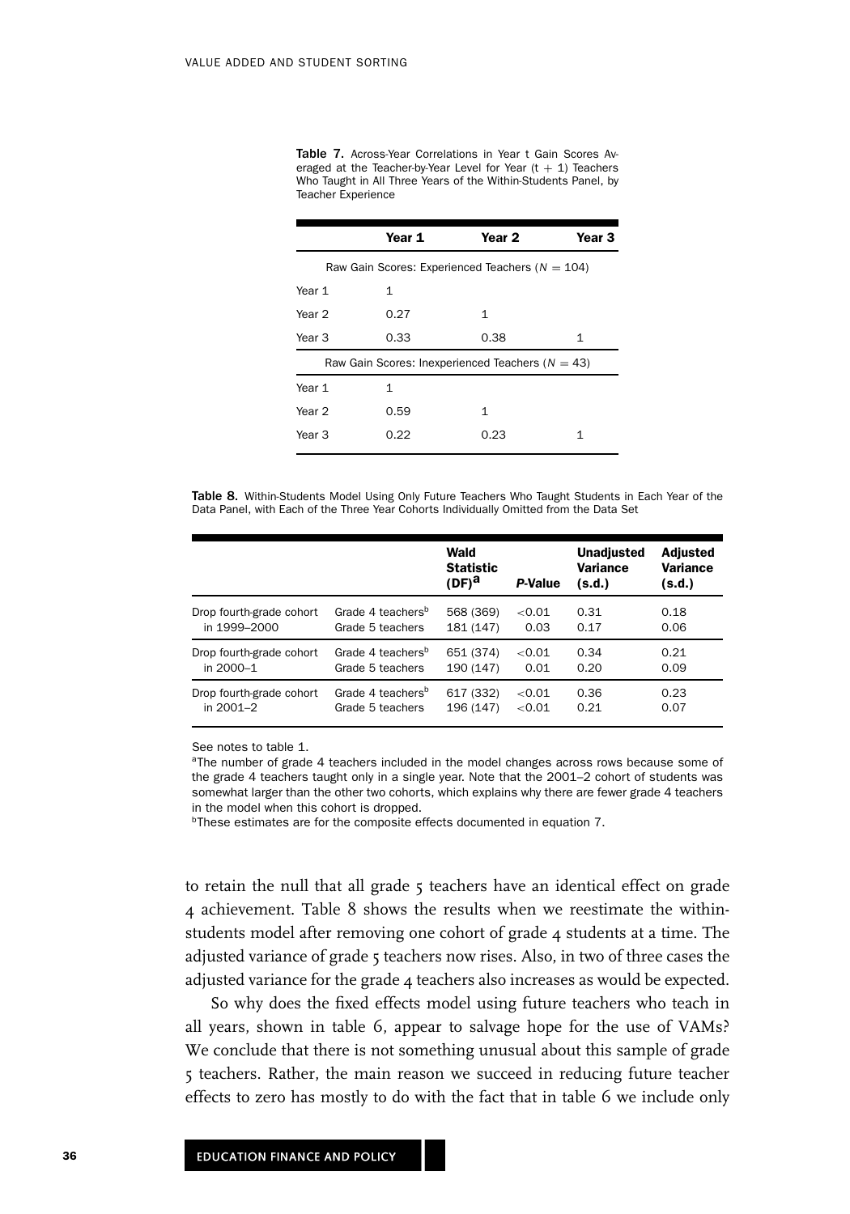**Table 7.** Across-Year Correlations in Year t Gain Scores Averaged at the Teacher-by-Year Level for Year (t + 1) Teachers Who Taught in All Three Years of the Within-Students Panel, by Teacher Experience

| | Year 1 | Year 2 | Year 3 |
|---|---|---|---|
| Raw Gain Scores: Experienced Teachers ($N = 104$) | | | |
| Year 1 | 1 | | |
| Year 2 | 0.27 | 1 | |
| Year 3 | 0.33 | 0.38 | 1 |
| Raw Gain Scores: Inexperienced Teachers ($N = 43$) | | | |
| Year 1 | 1 | | |
| Year 2 | 0.59 | 1 | |
| Year 3 | 0.22 | 0.23 | 1 |

**Table 8.** Within-Students Model Using Only Future Teachers Who Taught Students in Each Year of the Data Panel, with Each of the Three Year Cohorts Individually Omitted from the Data Set

| | | Wald Statistic (DF)[a] | *P*-Value | Unadjusted Variance (s.d.) | Adjusted Variance (s.d.) |
|---|---|---|---|---|---|
| Drop fourth-grade cohort in 1999–2000 | Grade 4 teachers[b] | 568 (369) | <0.01 | 0.31 | 0.18 |
| | Grade 5 teachers | 181 (147) | 0.03 | 0.17 | 0.06 |
| Drop fourth-grade cohort in 2000–1 | Grade 4 teachers[b] | 651 (374) | <0.01 | 0.34 | 0.21 |
| | Grade 5 teachers | 190 (147) | 0.01 | 0.20 | 0.09 |
| Drop fourth-grade cohort in 2001–2 | Grade 4 teachers[b] | 617 (332) | <0.01 | 0.36 | 0.23 |
| | Grade 5 teachers | 196 (147) | <0.01 | 0.21 | 0.07 |

See notes to table 1.

[a]The number of grade 4 teachers included in the model changes across rows because some of the grade 4 teachers taught only in a single year. Note that the 2001–2 cohort of students was somewhat larger than the other two cohorts, which explains why there are fewer grade 4 teachers in the model when this cohort is dropped.

[b]These estimates are for the composite effects documented in equation 7.

to retain the null that all grade 5 teachers have an identical effect on grade 4 achievement. Table 8 shows the results when we reestimate the within-students model after removing one cohort of grade 4 students at a time. The adjusted variance of grade 5 teachers now rises. Also, in two of three cases the adjusted variance for the grade 4 teachers also increases as would be expected.

So why does the fixed effects model using future teachers who teach in all years, shown in table 6, appear to salvage hope for the use of VAMs? We conclude that there is not something unusual about this sample of grade 5 teachers. Rather, the main reason we succeed in reducing future teacher effects to zero has mostly to do with the fact that in table 6 we include only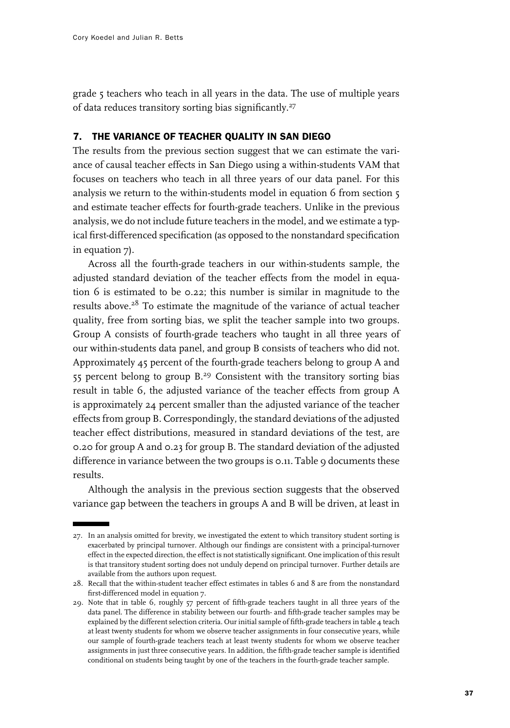grade 5 teachers who teach in all years in the data. The use of multiple years of data reduces transitory sorting bias significantly.[27]

## 7. THE VARIANCE OF TEACHER QUALITY IN SAN DIEGO

The results from the previous section suggest that we can estimate the variance of causal teacher effects in San Diego using a within-students VAM that focuses on teachers who teach in all three years of our data panel. For this analysis we return to the within-students model in equation 6 from section 5 and estimate teacher effects for fourth-grade teachers. Unlike in the previous analysis, we do not include future teachers in the model, and we estimate a typical first-differenced specification (as opposed to the nonstandard specification in equation 7).

Across all the fourth-grade teachers in our within-students sample, the adjusted standard deviation of the teacher effects from the model in equation 6 is estimated to be 0.22; this number is similar in magnitude to the results above.[28] To estimate the magnitude of the variance of actual teacher quality, free from sorting bias, we split the teacher sample into two groups. Group A consists of fourth-grade teachers who taught in all three years of our within-students data panel, and group B consists of teachers who did not. Approximately 45 percent of the fourth-grade teachers belong to group A and 55 percent belong to group B.[29] Consistent with the transitory sorting bias result in table 6, the adjusted variance of the teacher effects from group A is approximately 24 percent smaller than the adjusted variance of the teacher effects from group B. Correspondingly, the standard deviations of the adjusted teacher effect distributions, measured in standard deviations of the test, are 0.20 for group A and 0.23 for group B. The standard deviation of the adjusted difference in variance between the two groups is 0.11. Table 9 documents these results.

Although the analysis in the previous section suggests that the observed variance gap between the teachers in groups A and B will be driven, at least in

---

27. In an analysis omitted for brevity, we investigated the extent to which transitory student sorting is exacerbated by principal turnover. Although our findings are consistent with a principal-turnover effect in the expected direction, the effect is not statistically significant. One implication of this result is that transitory student sorting does not unduly depend on principal turnover. Further details are available from the authors upon request.

28. Recall that the within-student teacher effect estimates in tables 6 and 8 are from the nonstandard first-differenced model in equation 7.

29. Note that in table 6, roughly 57 percent of fifth-grade teachers taught in all three years of the data panel. The difference in stability between our fourth- and fifth-grade teacher samples may be explained by the different selection criteria. Our initial sample of fifth-grade teachers in table 4 teach at least twenty students for whom we observe teacher assignments in four consecutive years, while our sample of fourth-grade teachers teach at least twenty students for whom we observe teacher assignments in just three consecutive years. In addition, the fifth-grade teacher sample is identified conditional on students being taught by one of the teachers in the fourth-grade teacher sample.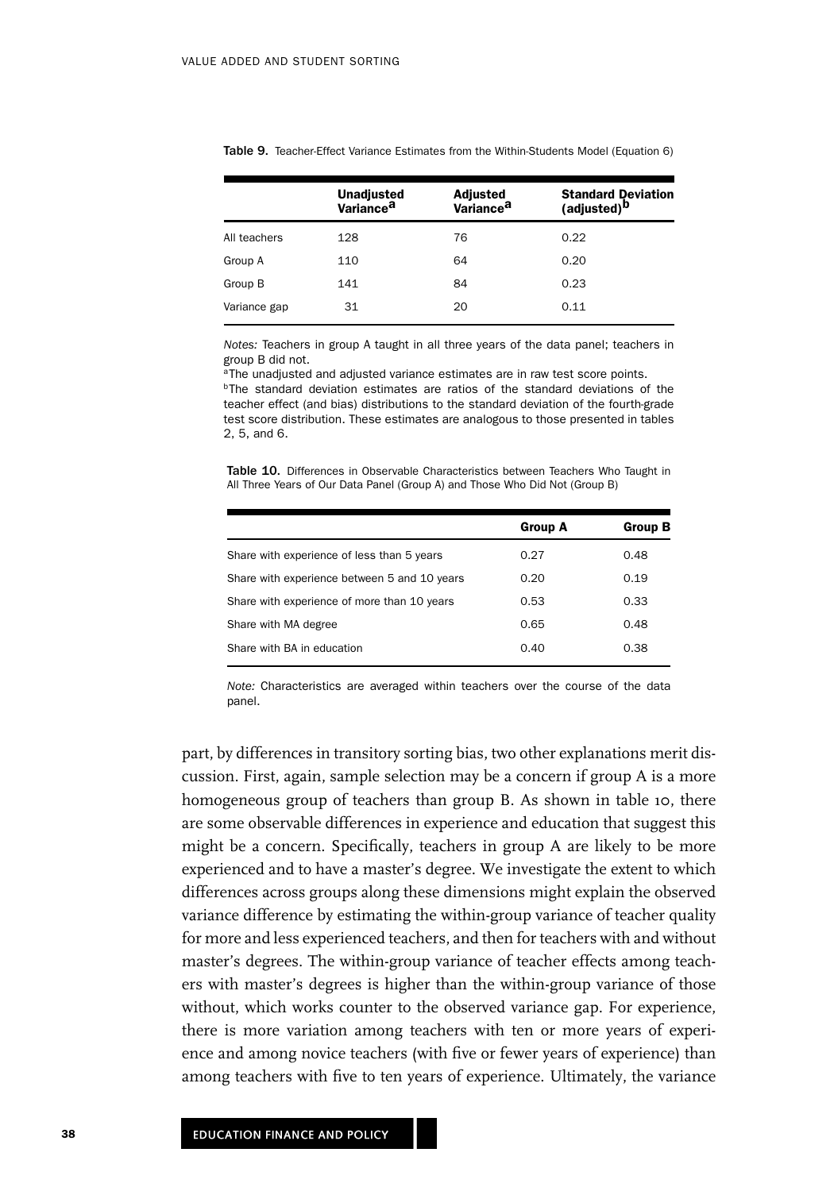**Table 9.** Teacher-Effect Variance Estimates from the Within-Students Model (Equation 6)

| | Unadjusted Variance[a] | Adjusted Variance[a] | Standard Deviation (adjusted)[b] |
|---|---|---|---|
| All teachers | 128 | 76 | 0.22 |
| Group A | 110 | 64 | 0.20 |
| Group B | 141 | 84 | 0.23 |
| Variance gap | 31 | 20 | 0.11 |

*Notes:* Teachers in group A taught in all three years of the data panel; teachers in group B did not.

[a]The unadjusted and adjusted variance estimates are in raw test score points.

[b]The standard deviation estimates are ratios of the standard deviations of the teacher effect (and bias) distributions to the standard deviation of the fourth-grade test score distribution. These estimates are analogous to those presented in tables 2, 5, and 6.

**Table 10.** Differences in Observable Characteristics between Teachers Who Taught in All Three Years of Our Data Panel (Group A) and Those Who Did Not (Group B)

| | Group A | Group B |
|---|---|---|
| Share with experience of less than 5 years | 0.27 | 0.48 |
| Share with experience between 5 and 10 years | 0.20 | 0.19 |
| Share with experience of more than 10 years | 0.53 | 0.33 |
| Share with MA degree | 0.65 | 0.48 |
| Share with BA in education | 0.40 | 0.38 |

*Note:* Characteristics are averaged within teachers over the course of the data panel.

part, by differences in transitory sorting bias, two other explanations merit discussion. First, again, sample selection may be a concern if group A is a more homogeneous group of teachers than group B. As shown in table 10, there are some observable differences in experience and education that suggest this might be a concern. Specifically, teachers in group A are likely to be more experienced and to have a master's degree. We investigate the extent to which differences across groups along these dimensions might explain the observed variance difference by estimating the within-group variance of teacher quality for more and less experienced teachers, and then for teachers with and without master's degrees. The within-group variance of teacher effects among teachers with master's degrees is higher than the within-group variance of those without, which works counter to the observed variance gap. For experience, there is more variation among teachers with ten or more years of experience and among novice teachers (with five or fewer years of experience) than among teachers with five to ten years of experience. Ultimately, the variance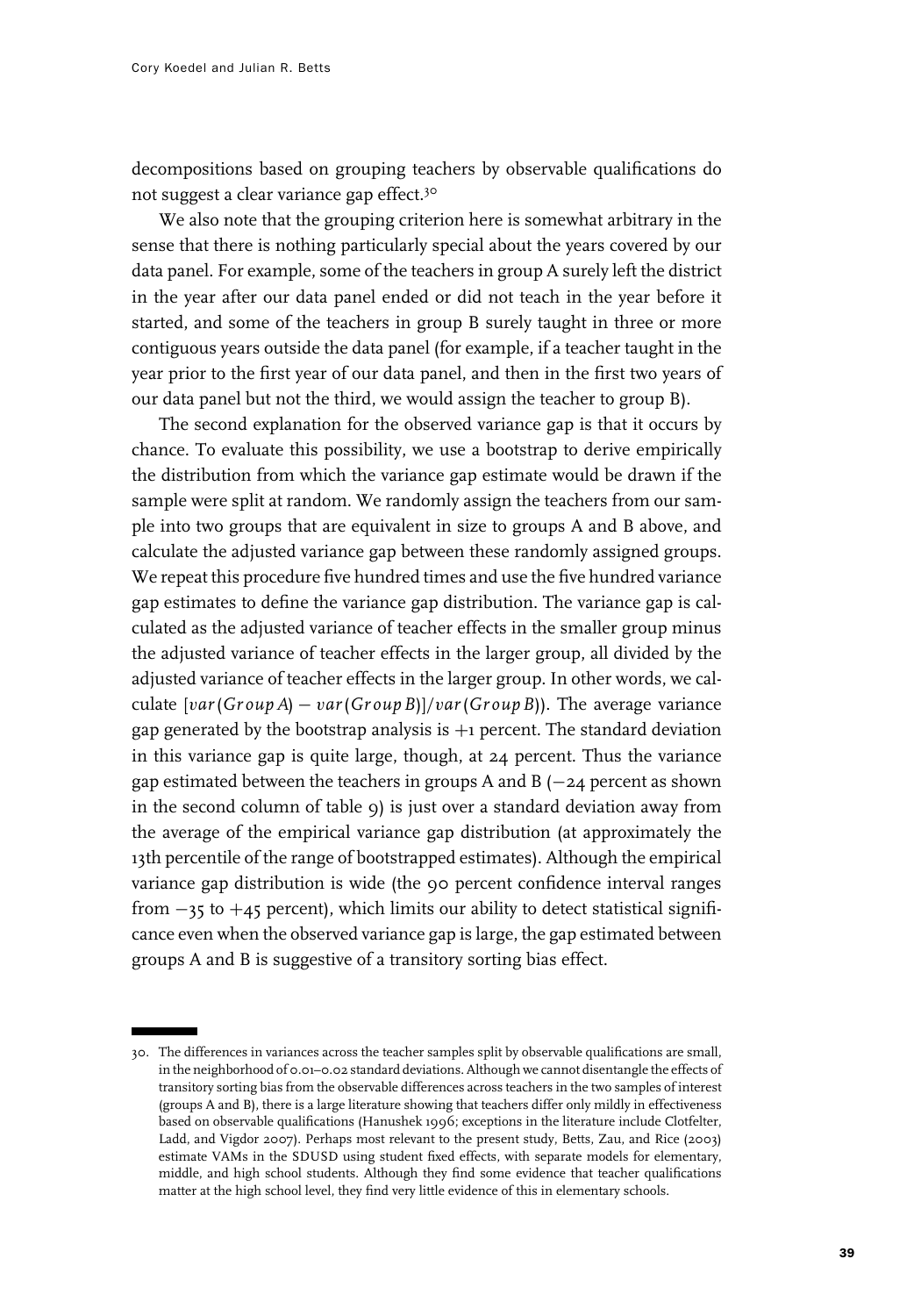decompositions based on grouping teachers by observable qualifications do not suggest a clear variance gap effect.[30]

We also note that the grouping criterion here is somewhat arbitrary in the sense that there is nothing particularly special about the years covered by our data panel. For example, some of the teachers in group A surely left the district in the year after our data panel ended or did not teach in the year before it started, and some of the teachers in group B surely taught in three or more contiguous years outside the data panel (for example, if a teacher taught in the year prior to the first year of our data panel, and then in the first two years of our data panel but not the third, we would assign the teacher to group B).

The second explanation for the observed variance gap is that it occurs by chance. To evaluate this possibility, we use a bootstrap to derive empirically the distribution from which the variance gap estimate would be drawn if the sample were split at random. We randomly assign the teachers from our sample into two groups that are equivalent in size to groups A and B above, and calculate the adjusted variance gap between these randomly assigned groups. We repeat this procedure five hundred times and use the five hundred variance gap estimates to define the variance gap distribution. The variance gap is calculated as the adjusted variance of teacher effects in the smaller group minus the adjusted variance of teacher effects in the larger group, all divided by the adjusted variance of teacher effects in the larger group. In other words, we calculate $[var(Group\,A) - var(Group\,B)]/var(Group\,B))$. The average variance gap generated by the bootstrap analysis is +1 percent. The standard deviation in this variance gap is quite large, though, at 24 percent. Thus the variance gap estimated between the teachers in groups A and B (−24 percent as shown in the second column of table 9) is just over a standard deviation away from the average of the empirical variance gap distribution (at approximately the 13th percentile of the range of bootstrapped estimates). Although the empirical variance gap distribution is wide (the 90 percent confidence interval ranges from −35 to +45 percent), which limits our ability to detect statistical significance even when the observed variance gap is large, the gap estimated between groups A and B is suggestive of a transitory sorting bias effect.

30. The differences in variances across the teacher samples split by observable qualifications are small, in the neighborhood of 0.01–0.02 standard deviations. Although we cannot disentangle the effects of transitory sorting bias from the observable differences across teachers in the two samples of interest (groups A and B), there is a large literature showing that teachers differ only mildly in effectiveness based on observable qualifications (Hanushek 1996; exceptions in the literature include Clotfelter, Ladd, and Vigdor 2007). Perhaps most relevant to the present study, Betts, Zau, and Rice (2003) estimate VAMs in the SDUSD using student fixed effects, with separate models for elementary, middle, and high school students. Although they find some evidence that teacher qualifications matter at the high school level, they find very little evidence of this in elementary schools.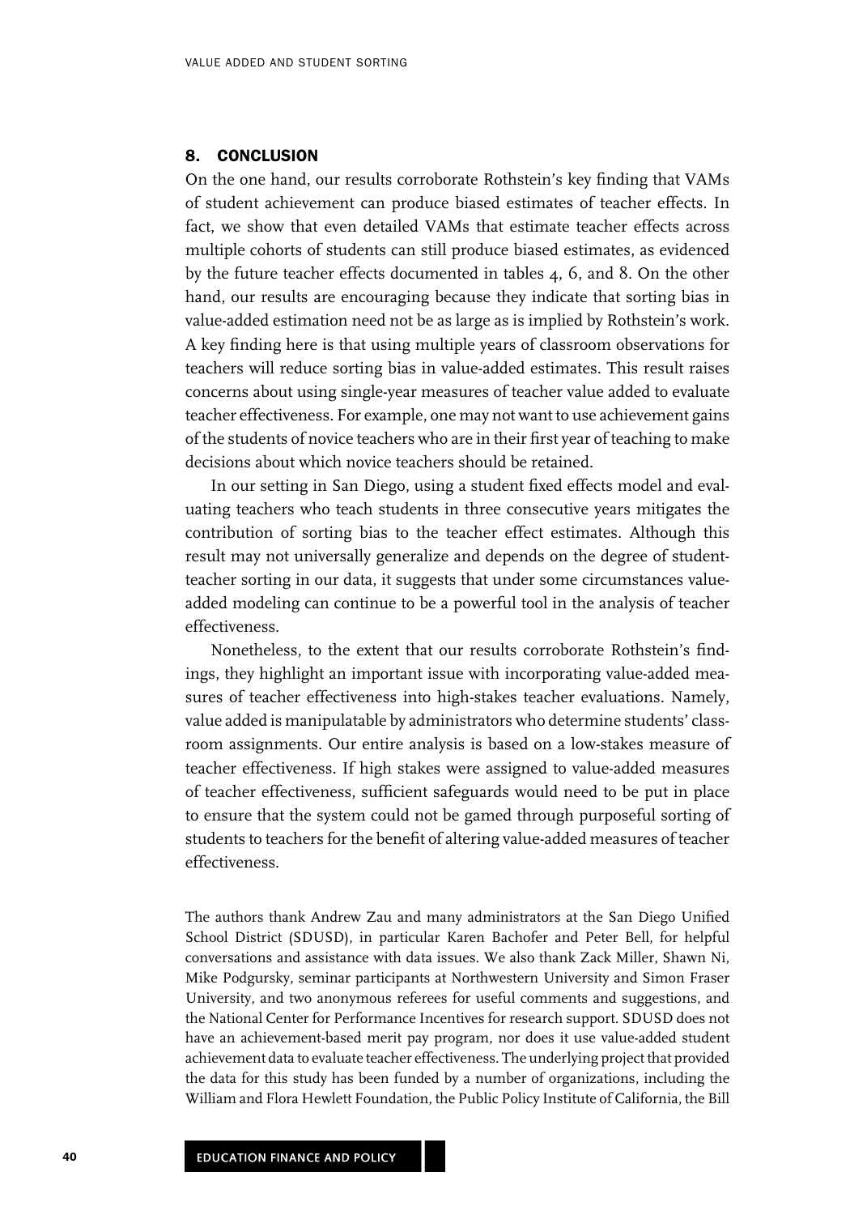## 8. CONCLUSION

On the one hand, our results corroborate Rothstein's key finding that VAMs of student achievement can produce biased estimates of teacher effects. In fact, we show that even detailed VAMs that estimate teacher effects across multiple cohorts of students can still produce biased estimates, as evidenced by the future teacher effects documented in tables 4, 6, and 8. On the other hand, our results are encouraging because they indicate that sorting bias in value-added estimation need not be as large as is implied by Rothstein's work. A key finding here is that using multiple years of classroom observations for teachers will reduce sorting bias in value-added estimates. This result raises concerns about using single-year measures of teacher value added to evaluate teacher effectiveness. For example, one may not want to use achievement gains of the students of novice teachers who are in their first year of teaching to make decisions about which novice teachers should be retained.

In our setting in San Diego, using a student fixed effects model and evaluating teachers who teach students in three consecutive years mitigates the contribution of sorting bias to the teacher effect estimates. Although this result may not universally generalize and depends on the degree of student-teacher sorting in our data, it suggests that under some circumstances value-added modeling can continue to be a powerful tool in the analysis of teacher effectiveness.

Nonetheless, to the extent that our results corroborate Rothstein's findings, they highlight an important issue with incorporating value-added measures of teacher effectiveness into high-stakes teacher evaluations. Namely, value added is manipulatable by administrators who determine students' classroom assignments. Our entire analysis is based on a low-stakes measure of teacher effectiveness. If high stakes were assigned to value-added measures of teacher effectiveness, sufficient safeguards would need to be put in place to ensure that the system could not be gamed through purposeful sorting of students to teachers for the benefit of altering value-added measures of teacher effectiveness.

The authors thank Andrew Zau and many administrators at the San Diego Unified School District (SDUSD), in particular Karen Bachofer and Peter Bell, for helpful conversations and assistance with data issues. We also thank Zack Miller, Shawn Ni, Mike Podgursky, seminar participants at Northwestern University and Simon Fraser University, and two anonymous referees for useful comments and suggestions, and the National Center for Performance Incentives for research support. SDUSD does not have an achievement-based merit pay program, nor does it use value-added student achievement data to evaluate teacher effectiveness. The underlying project that provided the data for this study has been funded by a number of organizations, including the William and Flora Hewlett Foundation, the Public Policy Institute of California, the Bill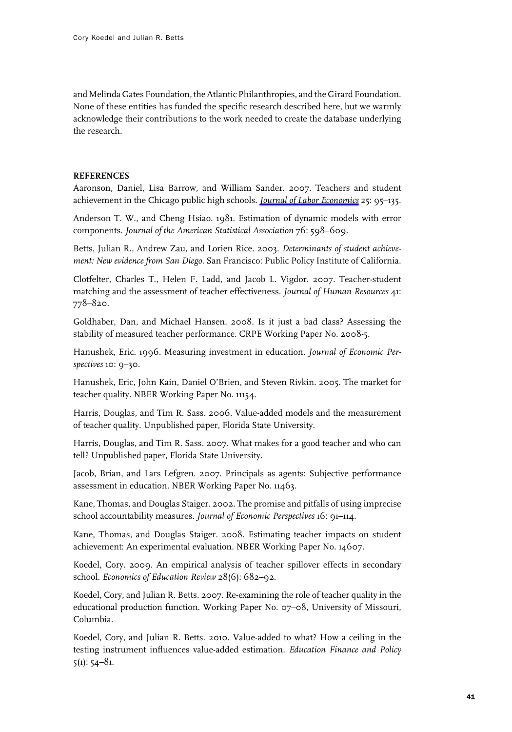and Melinda Gates Foundation, the Atlantic Philanthropies, and the Girard Foundation. None of these entities has funded the specific research described here, but we warmly acknowledge their contributions to the work needed to create the database underlying the research.

## REFERENCES

Aaronson, Daniel, Lisa Barrow, and William Sander. 2007. Teachers and student achievement in the Chicago public high schools. *Journal of Labor Economics* 25: 95–135.

Anderson T. W., and Cheng Hsiao. 1981. Estimation of dynamic models with error components. *Journal of the American Statistical Association* 76: 598–609.

Betts, Julian R., Andrew Zau, and Lorien Rice. 2003. *Determinants of student achievement: New evidence from San Diego*. San Francisco: Public Policy Institute of California.

Clotfelter, Charles T., Helen F. Ladd, and Jacob L. Vigdor. 2007. Teacher-student matching and the assessment of teacher effectiveness. *Journal of Human Resources* 41: 778–820.

Goldhaber, Dan, and Michael Hansen. 2008. Is it just a bad class? Assessing the stability of measured teacher performance. CRPE Working Paper No. 2008-5.

Hanushek, Eric. 1996. Measuring investment in education. *Journal of Economic Perspectives* 10: 9–30.

Hanushek, Eric, John Kain, Daniel O'Brien, and Steven Rivkin. 2005. The market for teacher quality. NBER Working Paper No. 11154.

Harris, Douglas, and Tim R. Sass. 2006. Value-added models and the measurement of teacher quality. Unpublished paper, Florida State University.

Harris, Douglas, and Tim R. Sass. 2007. What makes for a good teacher and who can tell? Unpublished paper, Florida State University.

Jacob, Brian, and Lars Lefgren. 2007. Principals as agents: Subjective performance assessment in education. NBER Working Paper No. 11463.

Kane, Thomas, and Douglas Staiger. 2002. The promise and pitfalls of using imprecise school accountability measures. *Journal of Economic Perspectives* 16: 91–114.

Kane, Thomas, and Douglas Staiger. 2008. Estimating teacher impacts on student achievement: An experimental evaluation. NBER Working Paper No. 14607.

Koedel, Cory. 2009. An empirical analysis of teacher spillover effects in secondary school. *Economics of Education Review* 28(6): 682–92.

Koedel, Cory, and Julian R. Betts. 2007. Re-examining the role of teacher quality in the educational production function. Working Paper No. 07–08, University of Missouri, Columbia.

Koedel, Cory, and Julian R. Betts. 2010. Value-added to what? How a ceiling in the testing instrument influences value-added estimation. *Education Finance and Policy* 5(1): 54–81.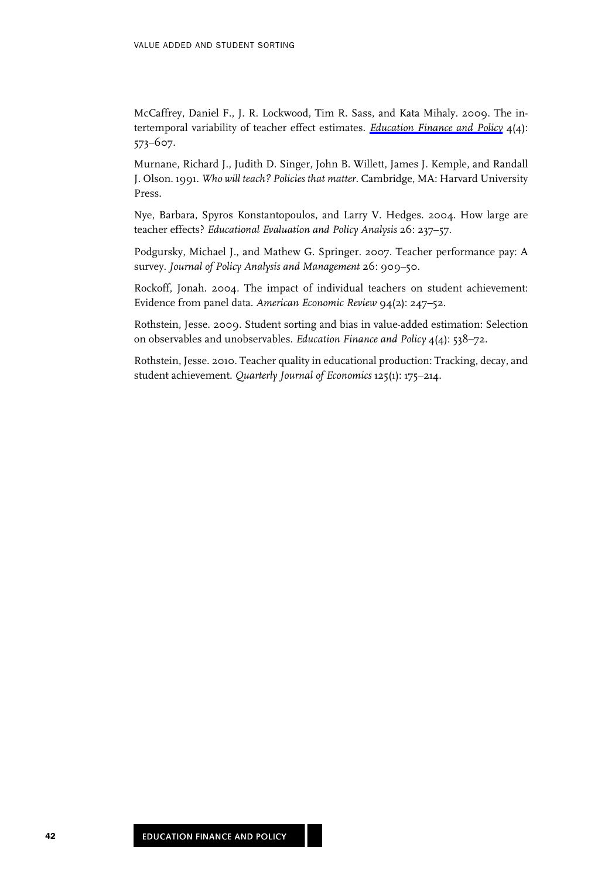McCaffrey, Daniel F., J. R. Lockwood, Tim R. Sass, and Kata Mihaly. 2009. The intertemporal variability of teacher effect estimates. *Education Finance and Policy* 4(4): 573–607.

Murnane, Richard J., Judith D. Singer, John B. Willett, James J. Kemple, and Randall J. Olson. 1991. *Who will teach? Policies that matter*. Cambridge, MA: Harvard University Press.

Nye, Barbara, Spyros Konstantopoulos, and Larry V. Hedges. 2004. How large are teacher effects? *Educational Evaluation and Policy Analysis* 26: 237–57.

Podgursky, Michael J., and Mathew G. Springer. 2007. Teacher performance pay: A survey. *Journal of Policy Analysis and Management* 26: 909–50.

Rockoff, Jonah. 2004. The impact of individual teachers on student achievement: Evidence from panel data. *American Economic Review* 94(2): 247–52.

Rothstein, Jesse. 2009. Student sorting and bias in value-added estimation: Selection on observables and unobservables. *Education Finance and Policy* 4(4): 538–72.

Rothstein, Jesse. 2010. Teacher quality in educational production: Tracking, decay, and student achievement. *Quarterly Journal of Economics* 125(1): 175–214.